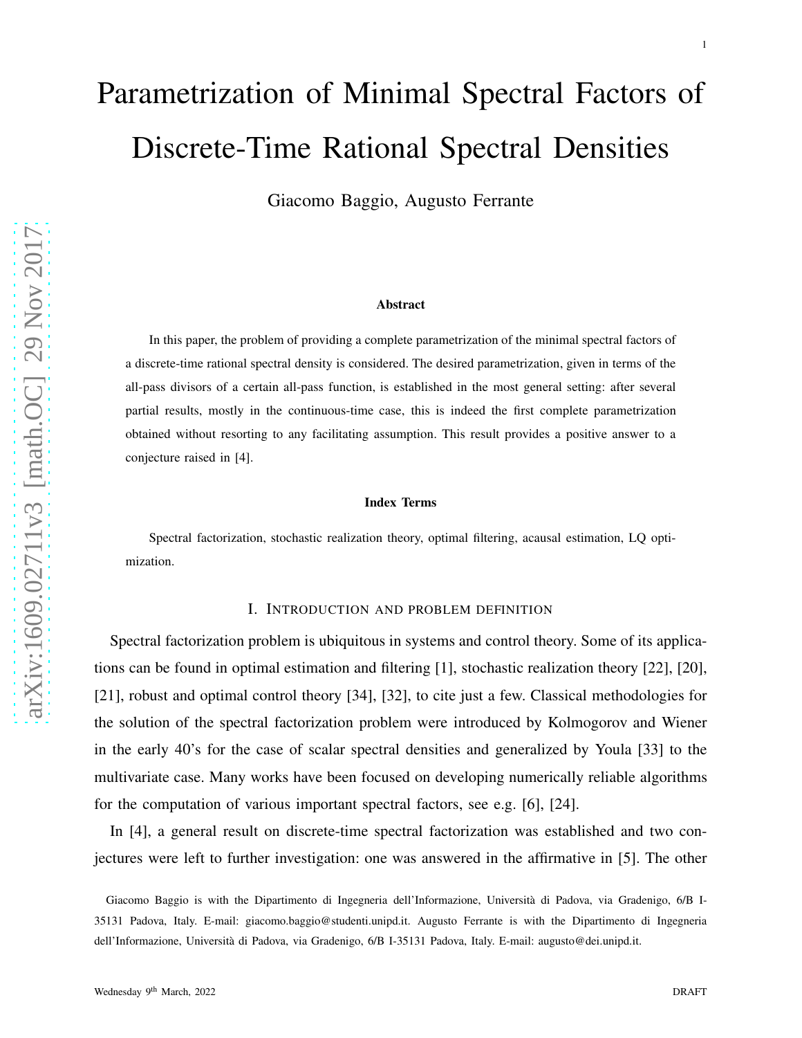# Parametrization of Minimal Spectral Factors of Discrete-Time Rational Spectral Densities

Giacomo Baggio, Augusto Ferrante

### Abstract

In this paper, the problem of providing a complete parametrization of the minimal spectral factors of a discrete-time rational spectral density is considered. The desired parametrization, given in terms of the all-pass divisors of a certain all-pass function, is established in the most general setting: after several partial results, mostly in the continuous-time case, this is indeed the first complete parametrization obtained without resorting to any facilitating assumption. This result provides a positive answer to a conjecture raised in [4].

### Index Terms

Spectral factorization, stochastic realization theory, optimal filtering, acausal estimation, LQ optimization.

## I. Introduction and problem definition

Spectral factorization problem is ubiquitous in systems and control theory. Some of its applications can be found in optimal estimation and filtering [1], stochastic realization theory [22], [20], [21], robust and optimal control theory [34], [32], to cite just a few. Classical methodologies for the solution of the spectral factorization problem were introduced by Kolmogorov and Wiener in the early 40's for the case of scalar spectral densities and generalized by Youla [33] to the multivariate case. Many works have been focused on developing numerically reliable algorithms for the computation of various important spectral factors, see e.g. [6], [24].

In [4], a general result on discrete-time spectral factorization was established and two conjectures were left to further investigation: one was answered in the affirmative in [5]. The other

Giacomo Baggio is with the Dipartimento di Ingegneria dell'Informazione, Università di Padova, via Gradenigo, 6/B I-35131 Padova, Italy. E-mail: giacomo.baggio@studenti.unipd.it. Augusto Ferrante is with the Dipartimento di Ingegneria dell'Informazione, Università di Padova, via Gradenigo, 6/B I-35131 Padova, Italy. E-mail: augusto@dei.unipd.it.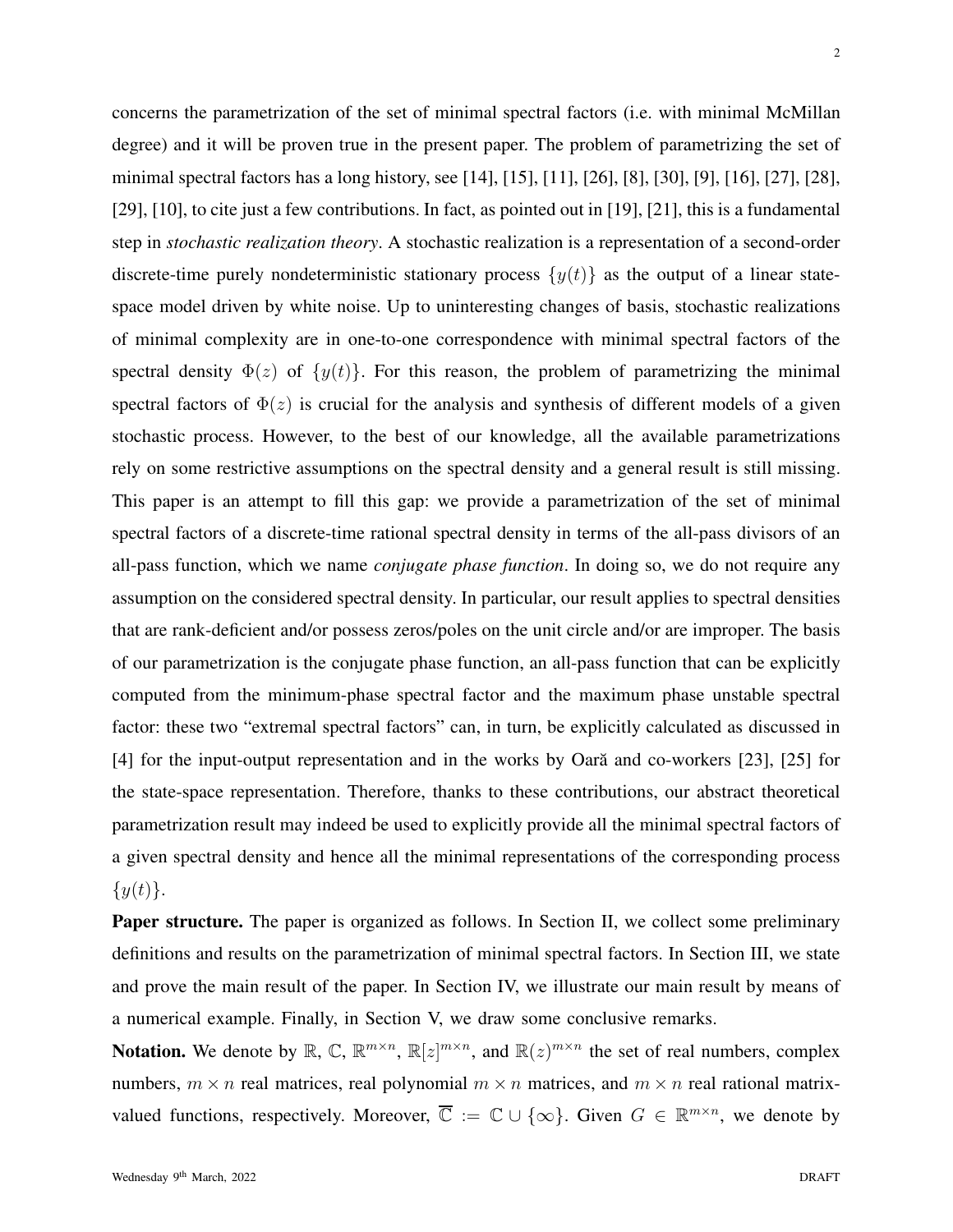concerns the parametrization of the set of minimal spectral factors (i.e. with minimal McMillan degree) and it will be proven true in the present paper. The problem of parametrizing the set of minimal spectral factors has a long history, see [14], [15], [11], [26], [8], [30], [9], [16], [27], [28], [29], [10], to cite just a few contributions. In fact, as pointed out in [19], [21], this is a fundamental step in *stochastic realization theory*. A stochastic realization is a representation of a second-order discrete-time purely nondeterministic stationary process $\{y(t)\}$ as the output of a linear state-space model driven by white noise. Up to uninteresting changes of basis, stochastic realizations of minimal complexity are in one-to-one correspondence with minimal spectral factors of the spectral density $\Phi(z)$ of $\{y(t)\}$. For this reason, the problem of parametrizing the minimal spectral factors of $\Phi(z)$ is crucial for the analysis and synthesis of different models of a given stochastic process. However, to the best of our knowledge, all the available parametrizations rely on some restrictive assumptions on the spectral density and a general result is still missing. This paper is an attempt to fill this gap: we provide a parametrization of the set of minimal spectral factors of a discrete-time rational spectral density in terms of the all-pass divisors of an all-pass function, which we name *conjugate phase function*. In doing so, we do not require any assumption on the considered spectral density. In particular, our result applies to spectral densities that are rank-deficient and/or possess zeros/poles on the unit circle and/or are improper. The basis of our parametrization is the conjugate phase function, an all-pass function that can be explicitly computed from the minimum-phase spectral factor and the maximum phase unstable spectral factor: these two "extremal spectral factors" can, in turn, be explicitly calculated as discussed in [4] for the input-output representation and in the works by Oară and co-workers [23], [25] for the state-space representation. Therefore, thanks to these contributions, our abstract theoretical parametrization result may indeed be used to explicitly provide all the minimal spectral factors of a given spectral density and hence all the minimal representations of the corresponding process $\{y(t)\}$.

**Paper structure.** The paper is organized as follows. In Section II, we collect some preliminary definitions and results on the parametrization of minimal spectral factors. In Section III, we state and prove the main result of the paper. In Section IV, we illustrate our main result by means of a numerical example. Finally, in Section V, we draw some conclusive remarks.

**Notation.** We denote by $\mathbb{R}$, $\mathbb{C}$, $\mathbb{R}^{m\times n}$, $\mathbb{R}[z]^{m\times n}$, and $\mathbb{R}(z)^{m\times n}$ the set of real numbers, complex numbers, $m\times n$ real matrices, real polynomial $m\times n$ matrices, and $m\times n$ real rational matrix-valued functions, respectively. Moreover, $\overline{\mathbb{C}} := \mathbb{C}\cup\{\infty\}$. Given $G\in\mathbb{R}^{m\times n}$, we denote by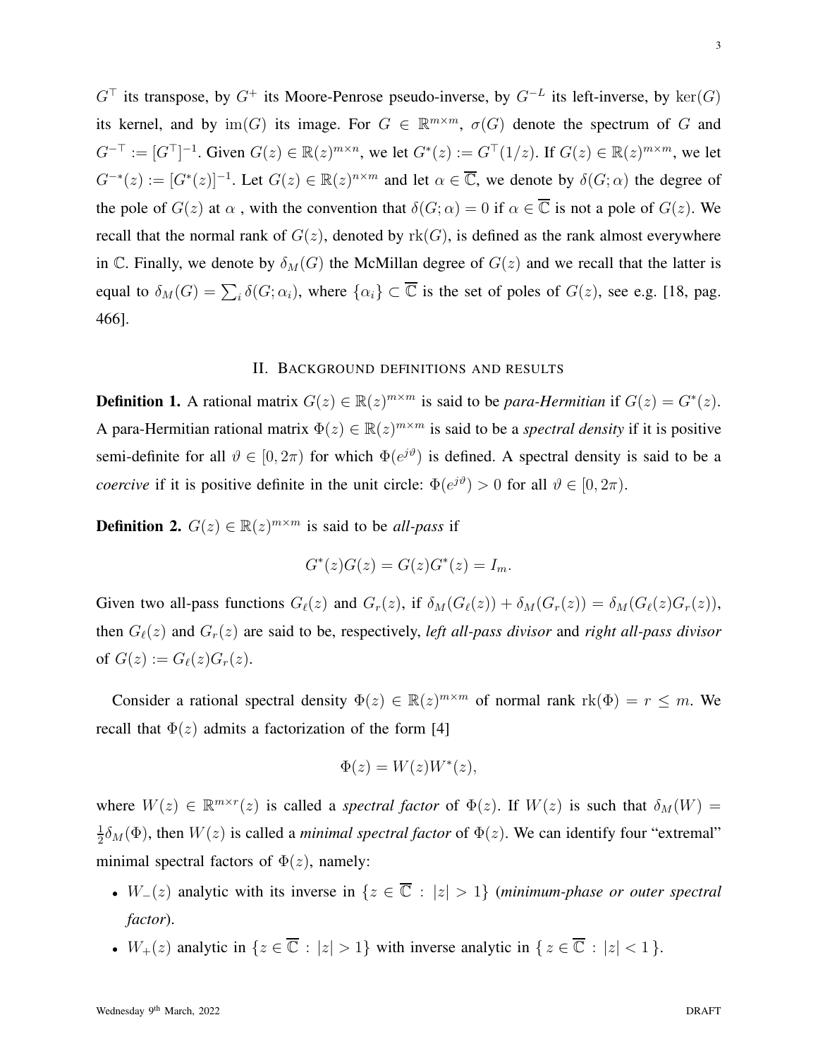$G^\top$ its transpose, by $G^+$ its Moore-Penrose pseudo-inverse, by $G^{-L}$ its left-inverse, by $\ker(G)$ its kernel, and by $\mathrm{im}(G)$ its image. For $G \in \mathbb{R}^{m\times m}$, $\sigma(G)$ denote the spectrum of $G$ and $G^{-\top} := [G^\top]^{-1}$. Given $G(z) \in \mathbb{R}(z)^{m\times n}$, we let $G^*(z) := G^\top(1/z)$. If $G(z) \in \mathbb{R}(z)^{m\times m}$, we let $G^{-*}(z) := [G^*(z)]^{-1}$. Let $G(z) \in \mathbb{R}(z)^{n\times m}$ and let $\alpha \in \overline{\mathbb{C}}$, we denote by $\delta(G;\alpha)$ the degree of the pole of $G(z)$ at $\alpha$ , with the convention that $\delta(G;\alpha) = 0$ if $\alpha \in \overline{\mathbb{C}}$ is not a pole of $G(z)$. We recall that the normal rank of $G(z)$, denoted by $\mathrm{rk}(G)$, is defined as the rank almost everywhere in $\mathbb{C}$. Finally, we denote by $\delta_M(G)$ the McMillan degree of $G(z)$ and we recall that the latter is equal to $\delta_M(G) = \sum_i \delta(G;\alpha_i)$, where $\{\alpha_i\} \subset \overline{\mathbb{C}}$ is the set of poles of $G(z)$, see e.g. [18, pag. 466].

## II. Background definitions and results

**Definition 1.** A rational matrix $G(z) \in \mathbb{R}(z)^{m\times m}$ is said to be *para-Hermitian* if $G(z) = G^*(z)$. A para-Hermitian rational matrix $\Phi(z) \in \mathbb{R}(z)^{m\times m}$ is said to be a *spectral density* if it is positive semi-definite for all $\vartheta \in [0, 2\pi)$ for which $\Phi(e^{j\vartheta})$ is defined. A spectral density is said to be a *coercive* if it is positive definite in the unit circle: $\Phi(e^{j\vartheta}) > 0$ for all $\vartheta \in [0, 2\pi)$.

**Definition 2.** $G(z) \in \mathbb{R}(z)^{m\times m}$ is said to be *all-pass* if

$$G^*(z)G(z) = G(z)G^*(z) = I_m.$$

Given two all-pass functions $G_\ell(z)$ and $G_r(z)$, if $\delta_M(G_\ell(z)) + \delta_M(G_r(z)) = \delta_M(G_\ell(z)G_r(z))$, then $G_\ell(z)$ and $G_r(z)$ are said to be, respectively, *left all-pass divisor* and *right all-pass divisor* of $G(z) := G_\ell(z)G_r(z)$.

Consider a rational spectral density $\Phi(z) \in \mathbb{R}(z)^{m\times m}$ of normal rank $\mathrm{rk}(\Phi) = r \leq m$. We recall that $\Phi(z)$ admits a factorization of the form [4]

$$\Phi(z) = W(z)W^*(z),$$

where $W(z) \in \mathbb{R}^{m\times r}(z)$ is called a *spectral factor* of $\Phi(z)$. If $W(z)$ is such that $\delta_M(W) = \frac{1}{2}\delta_M(\Phi)$, then $W(z)$ is called a *minimal spectral factor* of $\Phi(z)$. We can identify four "extremal" minimal spectral factors of $\Phi(z)$, namely:

- $W_-(z)$ analytic with its inverse in $\{z \in \overline{\mathbb{C}} : |z| > 1\}$ (*minimum-phase or outer spectral factor*).
- $W_+(z)$ analytic in $\{z \in \overline{\mathbb{C}} : |z| > 1\}$ with inverse analytic in $\{ z \in \overline{\mathbb{C}} : |z| < 1 \}$.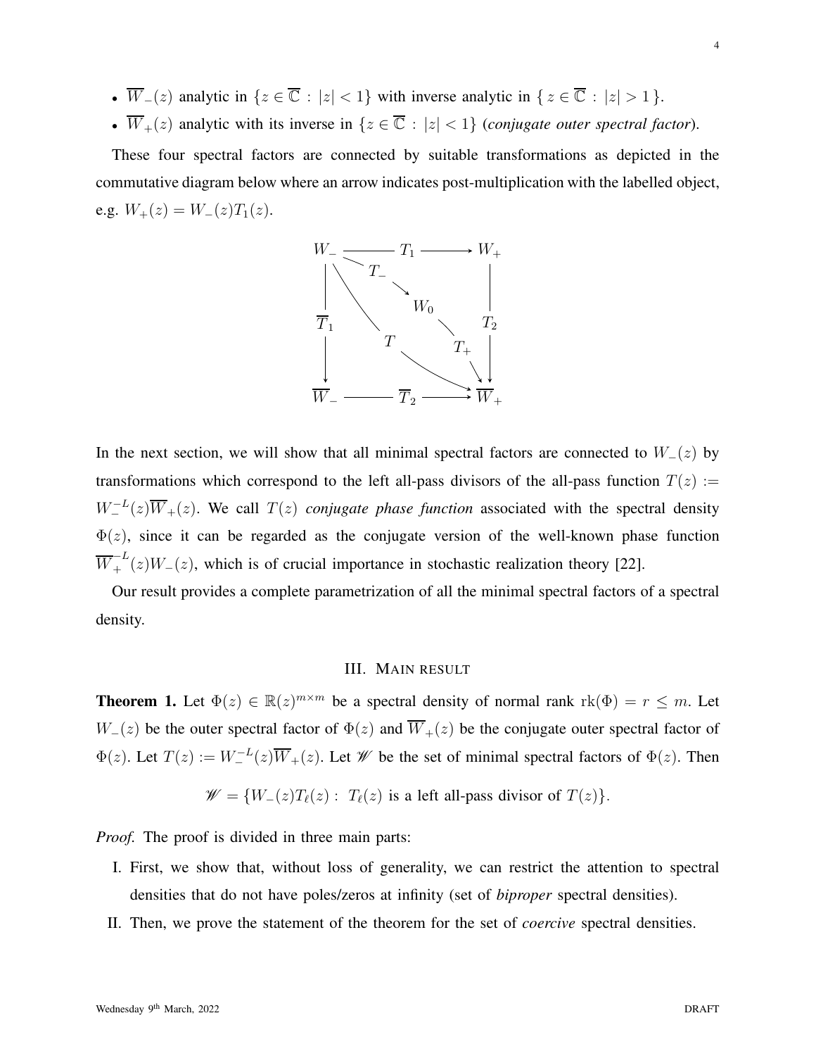- $\overline{W}_-(z)$ analytic in $\{z \in \overline{\mathbb{C}} : |z| < 1\}$ with inverse analytic in $\{ z \in \overline{\mathbb{C}} : |z| > 1 \}$.
- $\overline{W}_+(z)$ analytic with its inverse in $\{z \in \overline{\mathbb{C}} : |z| < 1\}$ (*conjugate outer spectral factor*).

These four spectral factors are connected by suitable transformations as depicted in the commutative diagram below where an arrow indicates post-multiplication with the labelled object, e.g. $W_+(z) = W_-(z)T_1(z)$.

$$
\begin{array}{ccccc}
W_- & \xrightarrow{\quad T_1 \quad} & & & W_+ \\
 & \searrow^{T_-} & & & \\
\Big\downarrow \overline{T}_1 & & W_0 & & \Big\downarrow T_2 \\
 & \searrow^{T} & & \searrow^{T_+} & \\
\overline{W}_- & \xrightarrow{\quad \overline{T}_2 \quad} & & & \overline{W}_+
\end{array}
$$

In the next section, we will show that all minimal spectral factors are connected to $W_-(z)$ by transformations which correspond to the left all-pass divisors of the all-pass function $T(z) := W_-^{-L}(z)\overline{W}_+(z)$. We call $T(z)$ *conjugate phase function* associated with the spectral density $\Phi(z)$, since it can be regarded as the conjugate version of the well-known phase function $\overline{W}_+^{-L}(z)W_-(z)$, which is of crucial importance in stochastic realization theory [22].

Our result provides a complete parametrization of all the minimal spectral factors of a spectral density.

## III. Main result

**Theorem 1.** Let $\Phi(z) \in \mathbb{R}(z)^{m\times m}$ be a spectral density of normal rank $\mathrm{rk}(\Phi) = r \leq m$. Let $W_-(z)$ be the outer spectral factor of $\Phi(z)$ and $\overline{W}_+(z)$ be the conjugate outer spectral factor of $\Phi(z)$. Let $T(z) := W_-^{-L}(z)\overline{W}_+(z)$. Let $\mathscr{W}$ be the set of minimal spectral factors of $\Phi(z)$. Then

$$\mathscr{W} = \{W_-(z)T_\ell(z) : \; T_\ell(z) \text{ is a left all-pass divisor of } T(z)\}.$$

*Proof.* The proof is divided in three main parts:

I. First, we show that, without loss of generality, we can restrict the attention to spectral densities that do not have poles/zeros at infinity (set of *biproper* spectral densities).

II. Then, we prove the statement of the theorem for the set of *coercive* spectral densities.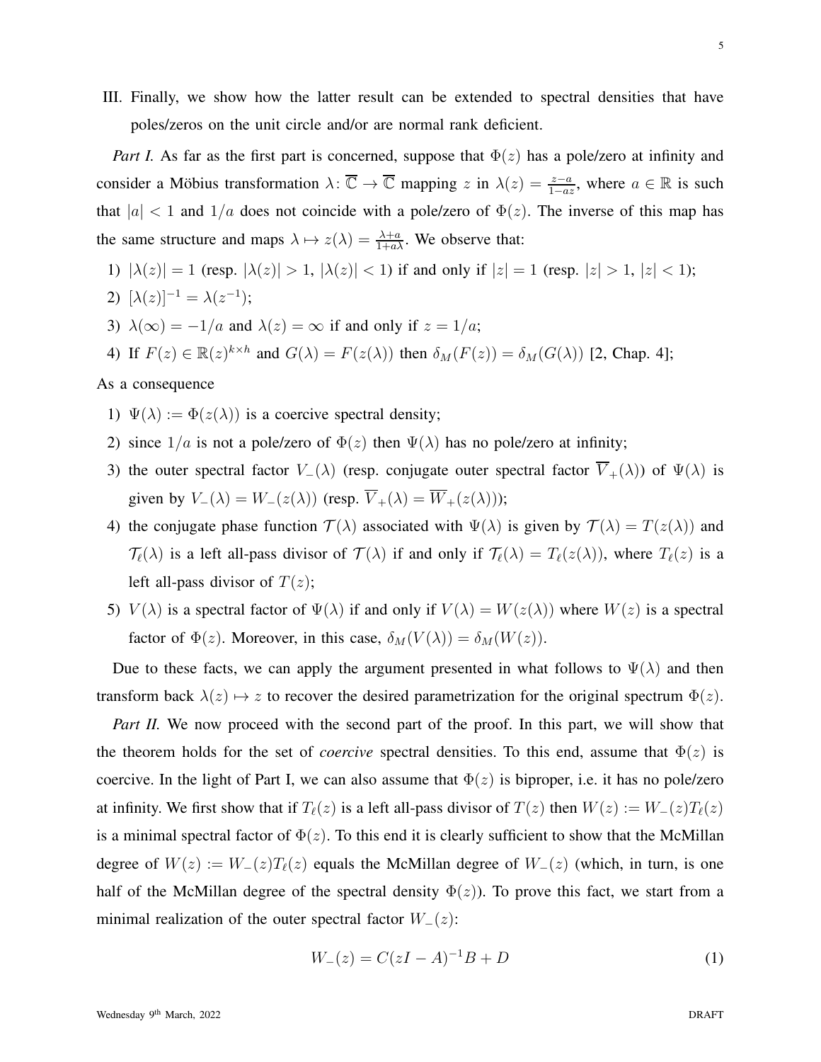III. Finally, we show how the latter result can be extended to spectral densities that have poles/zeros on the unit circle and/or are normal rank deficient.

*Part I.* As far as the first part is concerned, suppose that $\Phi(z)$ has a pole/zero at infinity and consider a Möbius transformation $\lambda\colon \overline{\mathbb{C}} \to \overline{\mathbb{C}}$ mapping $z$ in $\lambda(z) = \frac{z-a}{1-az}$, where $a \in \mathbb{R}$ is such that $|a| < 1$ and $1/a$ does not coincide with a pole/zero of $\Phi(z)$. The inverse of this map has the same structure and maps $\lambda \mapsto z(\lambda) = \frac{\lambda+a}{1+a\lambda}$. We observe that:

1) $|\lambda(z)| = 1$ (resp. $|\lambda(z)| > 1$, $|\lambda(z)| < 1$) if and only if $|z| = 1$ (resp. $|z| > 1$, $|z| < 1$);
2) $[\lambda(z)]^{-1} = \lambda(z^{-1})$;
3) $\lambda(\infty) = -1/a$ and $\lambda(z) = \infty$ if and only if $z = 1/a$;
4) If $F(z) \in \mathbb{R}(z)^{k\times h}$ and $G(\lambda) = F(z(\lambda))$ then $\delta_M(F(z)) = \delta_M(G(\lambda))$ [2, Chap. 4];

As a consequence

1) $\Psi(\lambda) := \Phi(z(\lambda))$ is a coercive spectral density;
2) since $1/a$ is not a pole/zero of $\Phi(z)$ then $\Psi(\lambda)$ has no pole/zero at infinity;
3) the outer spectral factor $V_-(\lambda)$ (resp. conjugate outer spectral factor $\overline{V}_+(\lambda)$) of $\Psi(\lambda)$ is given by $V_-(\lambda) = W_-(z(\lambda))$ (resp. $\overline{V}_+(\lambda) = \overline{W}_+(z(\lambda))$);
4) the conjugate phase function $\mathcal{T}(\lambda)$ associated with $\Psi(\lambda)$ is given by $\mathcal{T}(\lambda) = T(z(\lambda))$ and $\mathcal{T}_\ell(\lambda)$ is a left all-pass divisor of $\mathcal{T}(\lambda)$ if and only if $\mathcal{T}_\ell(\lambda) = T_\ell(z(\lambda))$, where $T_\ell(z)$ is a left all-pass divisor of $T(z)$;
5) $V(\lambda)$ is a spectral factor of $\Psi(\lambda)$ if and only if $V(\lambda) = W(z(\lambda))$ where $W(z)$ is a spectral factor of $\Phi(z)$. Moreover, in this case, $\delta_M(V(\lambda)) = \delta_M(W(z))$.

Due to these facts, we can apply the argument presented in what follows to $\Psi(\lambda)$ and then transform back $\lambda(z) \mapsto z$ to recover the desired parametrization for the original spectrum $\Phi(z)$.

*Part II.* We now proceed with the second part of the proof. In this part, we will show that the theorem holds for the set of *coercive* spectral densities. To this end, assume that $\Phi(z)$ is coercive. In the light of Part I, we can also assume that $\Phi(z)$ is biproper, i.e. it has no pole/zero at infinity. We first show that if $T_\ell(z)$ is a left all-pass divisor of $T(z)$ then $W(z) := W_-(z)T_\ell(z)$ is a minimal spectral factor of $\Phi(z)$. To this end it is clearly sufficient to show that the McMillan degree of $W(z) := W_-(z)T_\ell(z)$ equals the McMillan degree of $W_-(z)$ (which, in turn, is one half of the McMillan degree of the spectral density $\Phi(z)$). To prove this fact, we start from a minimal realization of the outer spectral factor $W_-(z)$:

$$W_-(z) = C(zI - A)^{-1}B + D \tag{1}$$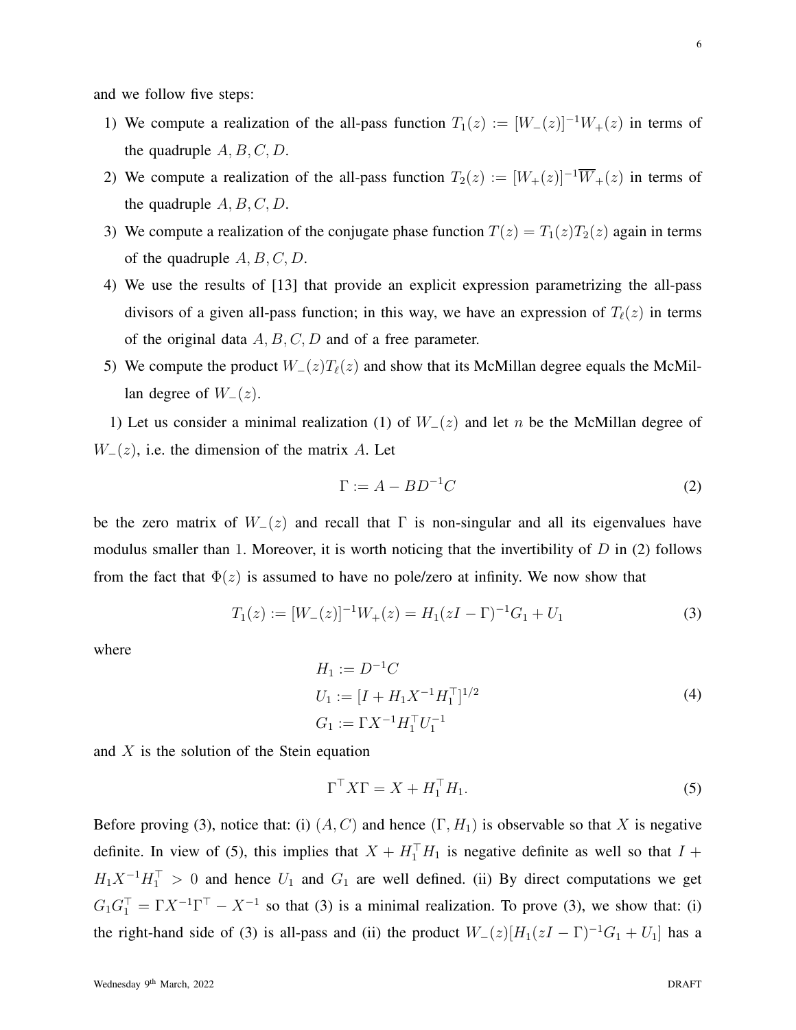and we follow five steps:

1) We compute a realization of the all-pass function $T_1(z) := [W_-(z)]^{-1}W_+(z)$ in terms of the quadruple $A, B, C, D$.
2) We compute a realization of the all-pass function $T_2(z) := [W_+(z)]^{-1}\overline{W}_+(z)$ in terms of the quadruple $A, B, C, D$.
3) We compute a realization of the conjugate phase function $T(z) = T_1(z)T_2(z)$ again in terms of the quadruple $A, B, C, D$.
4) We use the results of [13] that provide an explicit expression parametrizing the all-pass divisors of a given all-pass function; in this way, we have an expression of $T_\ell(z)$ in terms of the original data $A, B, C, D$ and of a free parameter.
5) We compute the product $W_-(z)T_\ell(z)$ and show that its McMillan degree equals the McMillan degree of $W_-(z)$.

1) Let us consider a minimal realization (1) of $W_-(z)$ and let $n$ be the McMillan degree of $W_-(z)$, i.e. the dimension of the matrix $A$. Let

$$\Gamma := A - BD^{-1}C \tag{2}$$

be the zero matrix of $W_-(z)$ and recall that $\Gamma$ is non-singular and all its eigenvalues have modulus smaller than 1. Moreover, it is worth noticing that the invertibility of $D$ in (2) follows from the fact that $\Phi(z)$ is assumed to have no pole/zero at infinity. We now show that

$$T_1(z) := [W_-(z)]^{-1}W_+(z) = H_1(zI - \Gamma)^{-1}G_1 + U_1 \tag{3}$$

where

$$\begin{aligned} H_1 &:= D^{-1}C \\ U_1 &:= [I + H_1X^{-1}H_1^\top]^{1/2} \\ G_1 &:= \Gamma X^{-1}H_1^\top U_1^{-1} \end{aligned} \tag{4}$$

and $X$ is the solution of the Stein equation

$$\Gamma^\top X \Gamma = X + H_1^\top H_1. \tag{5}$$

Before proving (3), notice that: (i) $(A, C)$ and hence $(\Gamma, H_1)$ is observable so that $X$ is negative definite. In view of (5), this implies that $X + H_1^\top H_1$ is negative definite as well so that $I + H_1X^{-1}H_1^\top > 0$ and hence $U_1$ and $G_1$ are well defined. (ii) By direct computations we get $G_1G_1^\top = \Gamma X^{-1}\Gamma^\top - X^{-1}$ so that (3) is a minimal realization. To prove (3), we show that: (i) the right-hand side of (3) is all-pass and (ii) the product $W_-(z)[H_1(zI - \Gamma)^{-1}G_1 + U_1]$ has a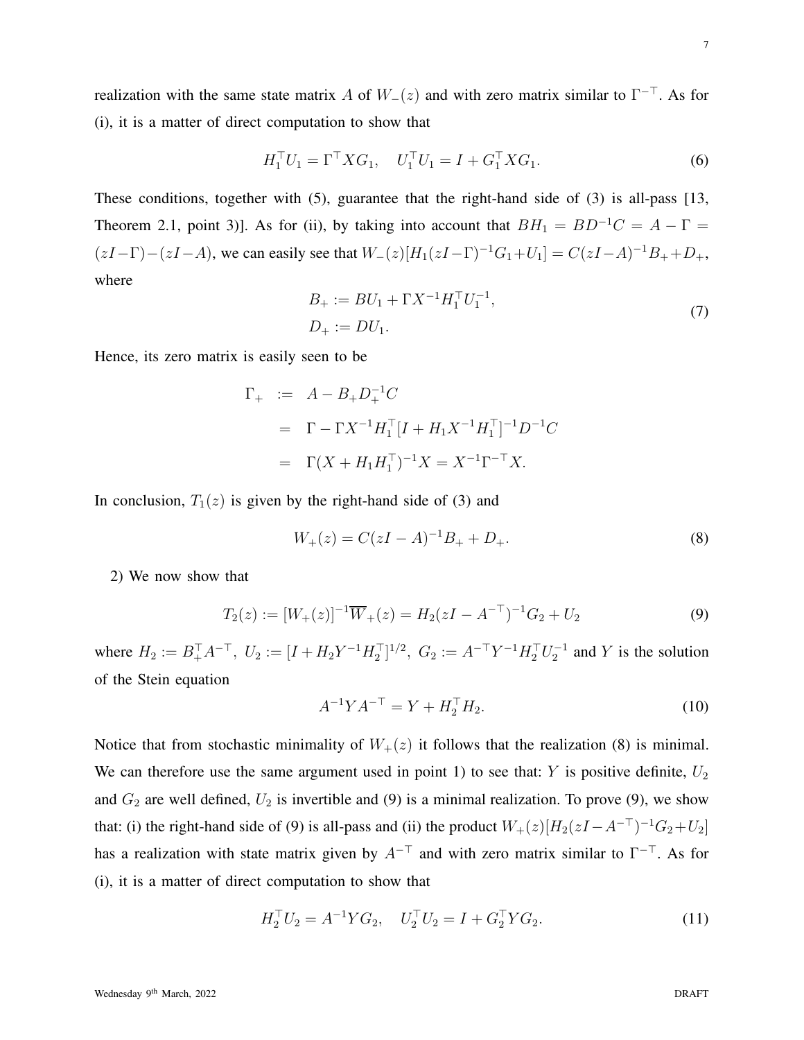realization with the same state matrix $A$ of $W_-(z)$ and with zero matrix similar to $\Gamma^{-\top}$. As for (i), it is a matter of direct computation to show that

$$H_1^\top U_1 = \Gamma^\top X G_1, \quad U_1^\top U_1 = I + G_1^\top X G_1. \tag{6}$$

These conditions, together with (5), guarantee that the right-hand side of (3) is all-pass [13, Theorem 2.1, point 3)]. As for (ii), by taking into account that $BH_1 = BD^{-1}C = A - \Gamma = (zI-\Gamma)-(zI-A)$, we can easily see that $W_-(z)[H_1(zI-\Gamma)^{-1}G_1+U_1] = C(zI-A)^{-1}B_+ + D_+$, where

$$\begin{aligned} B_+ &:= BU_1 + \Gamma X^{-1} H_1^\top U_1^{-1}, \\ D_+ &:= DU_1. \end{aligned} \tag{7}$$

Hence, its zero matrix is easily seen to be

$$\begin{aligned} \Gamma_+ &:= A - B_+ D_+^{-1} C \\ &= \Gamma - \Gamma X^{-1} H_1^\top [I + H_1 X^{-1} H_1^\top]^{-1} D^{-1} C \\ &= \Gamma (X + H_1 H_1^\top)^{-1} X = X^{-1} \Gamma^{-\top} X. \end{aligned}$$

In conclusion, $T_1(z)$ is given by the right-hand side of (3) and

$$W_+(z) = C(zI-A)^{-1}B_+ + D_+. \tag{8}$$

2) We now show that

$$T_2(z) := [W_+(z)]^{-1}\overline{W}_+(z) = H_2(zI - A^{-\top})^{-1}G_2 + U_2 \tag{9}$$

where $H_2 := B_+^\top A^{-\top},\ U_2 := [I + H_2 Y^{-1} H_2^\top]^{1/2},\ G_2 := A^{-\top} Y^{-1} H_2^\top U_2^{-1}$ and $Y$ is the solution of the Stein equation

$$A^{-1} Y A^{-\top} = Y + H_2^\top H_2. \tag{10}$$

Notice that from stochastic minimality of $W_+(z)$ it follows that the realization (8) is minimal. We can therefore use the same argument used in point 1) to see that: $Y$ is positive definite, $U_2$ and $G_2$ are well defined, $U_2$ is invertible and (9) is a minimal realization. To prove (9), we show that: (i) the right-hand side of (9) is all-pass and (ii) the product $W_+(z)[H_2(zI-A^{-\top})^{-1}G_2+U_2]$ has a realization with state matrix given by $A^{-\top}$ and with zero matrix similar to $\Gamma^{-\top}$. As for (i), it is a matter of direct computation to show that

$$H_2^\top U_2 = A^{-1} Y G_2, \quad U_2^\top U_2 = I + G_2^\top Y G_2. \tag{11}$$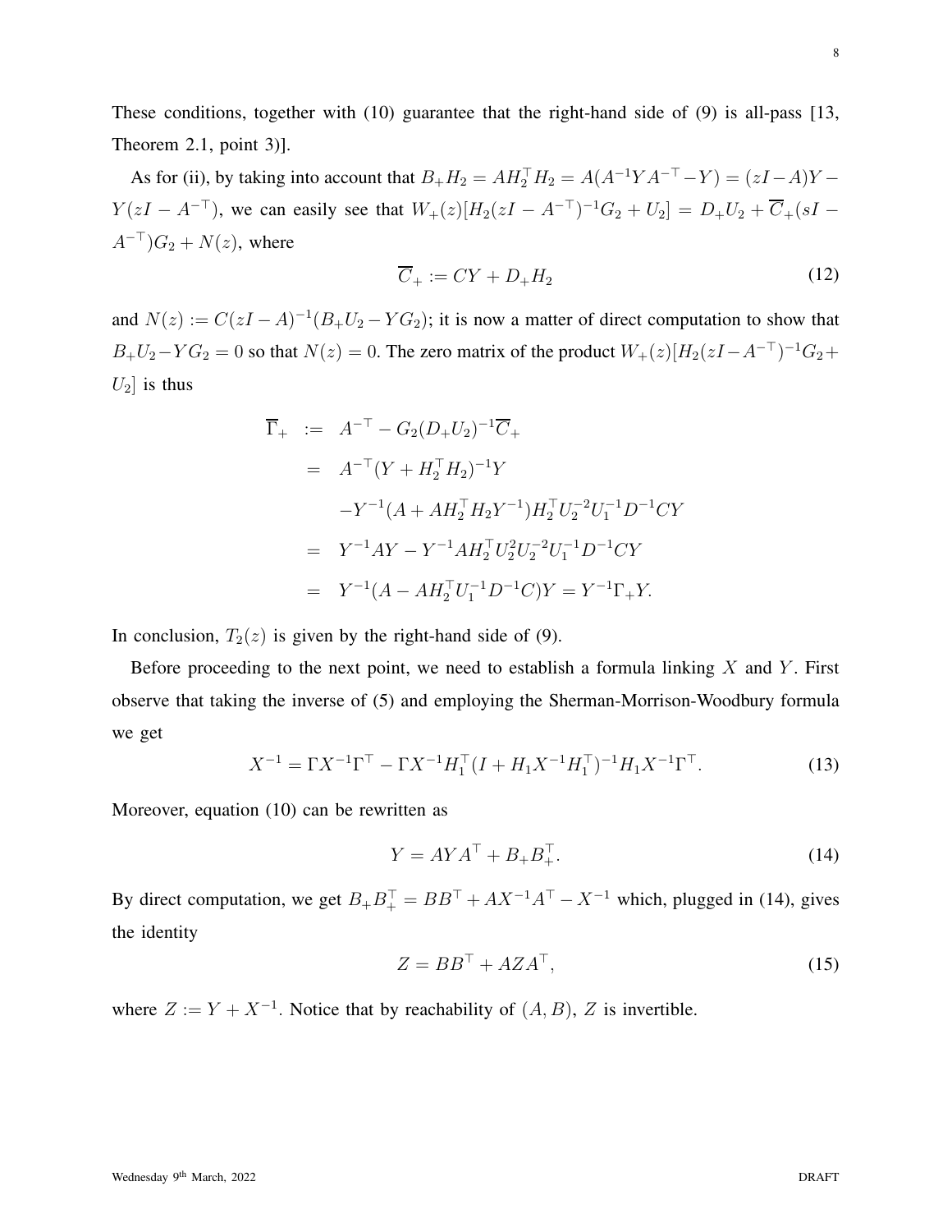These conditions, together with (10) guarantee that the right-hand side of (9) is all-pass [13, Theorem 2.1, point 3)].

As for (ii), by taking into account that $B_+H_2 = AH_2^\top H_2 = A(A^{-1}YA^{-\top} - Y) = (zI - A)Y - Y(zI - A^{-\top})$, we can easily see that $W_+(z)[H_2(zI - A^{-\top})^{-1}G_2 + U_2] = D_+U_2 + \overline{C}_+(sI - A^{-\top})G_2 + N(z)$, where

$$\overline{C}_+ := CY + D_+H_2 \tag{12}$$

and $N(z) := C(zI - A)^{-1}(B_+U_2 - YG_2)$; it is now a matter of direct computation to show that $B_+U_2 - YG_2 = 0$ so that $N(z) = 0$. The zero matrix of the product $W_+(z)[H_2(zI - A^{-\top})^{-1}G_2 + U_2]$ is thus

$$\begin{aligned}
\overline{\Gamma}_+ &:= A^{-\top} - G_2(D_+U_2)^{-1}\overline{C}_+ \\
&= A^{-\top}(Y + H_2^\top H_2)^{-1}Y \\
&\quad -Y^{-1}(A + AH_2^\top H_2 Y^{-1})H_2^\top U_2^{-2}U_1^{-1}D^{-1}CY \\
&= Y^{-1}AY - Y^{-1}AH_2^\top U_2^2 U_2^{-2}U_1^{-1}D^{-1}CY \\
&= Y^{-1}(A - AH_2^\top U_1^{-1}D^{-1}C)Y = Y^{-1}\Gamma_+ Y.
\end{aligned}$$

In conclusion, $T_2(z)$ is given by the right-hand side of (9).

Before proceeding to the next point, we need to establish a formula linking $X$ and $Y$. First observe that taking the inverse of (5) and employing the Sherman-Morrison-Woodbury formula we get

$$X^{-1} = \Gamma X^{-1}\Gamma^\top - \Gamma X^{-1}H_1^\top(I + H_1X^{-1}H_1^\top)^{-1}H_1X^{-1}\Gamma^\top. \tag{13}$$

Moreover, equation (10) can be rewritten as

$$Y = AYA^\top + B_+B_+^\top. \tag{14}$$

By direct computation, we get $B_+B_+^\top = BB^\top + AX^{-1}A^\top - X^{-1}$ which, plugged in (14), gives the identity

$$Z = BB^\top + AZA^\top, \tag{15}$$

where $Z := Y + X^{-1}$. Notice that by reachability of $(A, B)$, $Z$ is invertible.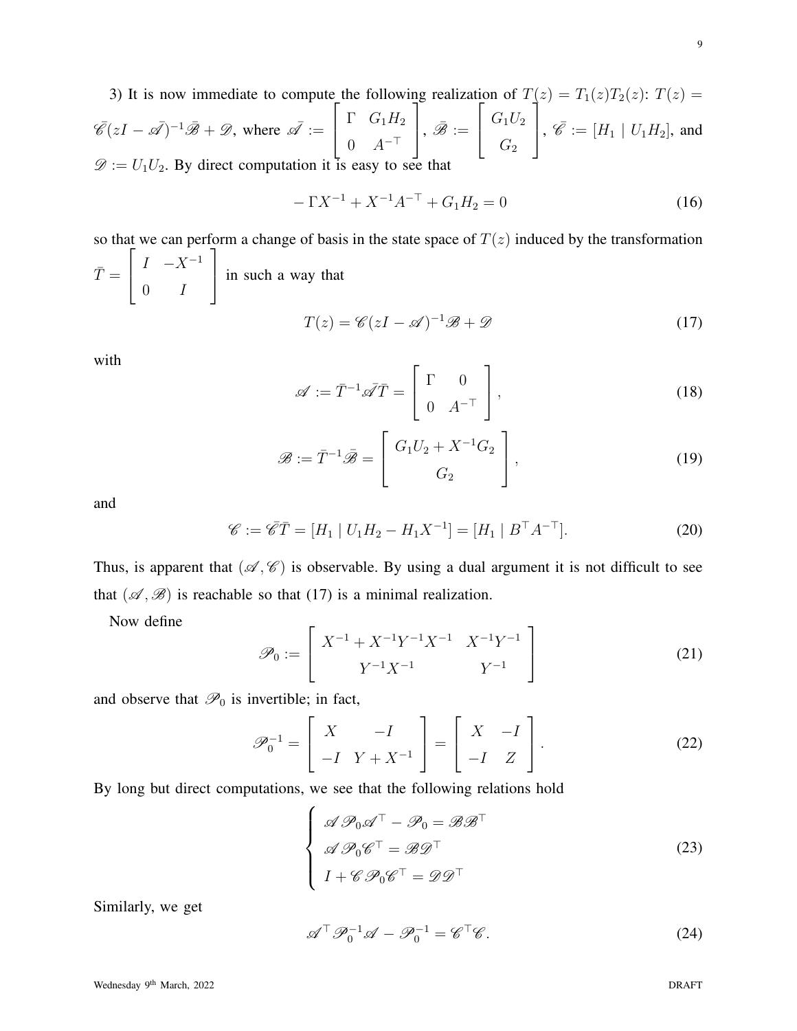3) It is now immediate to compute the following realization of $T(z) = T_1(z)T_2(z)$: $T(z) = \bar{\mathscr{C}}(zI - \bar{\mathscr{A}})^{-1}\bar{\mathscr{B}} + \mathscr{D}$, where $\bar{\mathscr{A}} := \begin{bmatrix} \Gamma & G_1H_2 \\ 0 & A^{-\top} \end{bmatrix}$, $\bar{\mathscr{B}} := \begin{bmatrix} G_1U_2 \\ G_2 \end{bmatrix}$, $\bar{\mathscr{C}} := [H_1 \mid U_1H_2]$, and $\mathscr{D} := U_1U_2$. By direct computation it is easy to see that

$$
-\Gamma X^{-1} + X^{-1}A^{-\top} + G_1H_2 = 0 \tag{16}
$$

so that we can perform a change of basis in the state space of $T(z)$ induced by the transformation $\bar{T} = \begin{bmatrix} I & -X^{-1} \\ 0 & I \end{bmatrix}$ in such a way that

$$
T(z) = \mathscr{C}(zI - \mathscr{A})^{-1}\mathscr{B} + \mathscr{D} \tag{17}
$$

with

$$
\mathscr{A} := \bar{T}^{-1}\bar{\mathscr{A}}\bar{T} = \begin{bmatrix} \Gamma & 0 \\ 0 & A^{-\top} \end{bmatrix}, \tag{18}
$$

$$
\mathscr{B} := \bar{T}^{-1}\bar{\mathscr{B}} = \begin{bmatrix} G_1U_2 + X^{-1}G_2 \\ G_2 \end{bmatrix}, \tag{19}
$$

and

$$
\mathscr{C} := \bar{\mathscr{C}}\bar{T} = [H_1 \mid U_1H_2 - H_1X^{-1}] = [H_1 \mid B^\top A^{-\top}]. \tag{20}
$$

Thus, is apparent that $(\mathscr{A}, \mathscr{C})$ is observable. By using a dual argument it is not difficult to see that $(\mathscr{A}, \mathscr{B})$ is reachable so that (17) is a minimal realization.

Now define

$$
\mathscr{P}_0 := \begin{bmatrix} X^{-1} + X^{-1}Y^{-1}X^{-1} & X^{-1}Y^{-1} \\ Y^{-1}X^{-1} & Y^{-1} \end{bmatrix} \tag{21}
$$

and observe that $\mathscr{P}_0$ is invertible; in fact,

$$
\mathscr{P}_0^{-1} = \begin{bmatrix} X & -I \\ -I & Y + X^{-1} \end{bmatrix} = \begin{bmatrix} X & -I \\ -I & Z \end{bmatrix}. \tag{22}
$$

By long but direct computations, we see that the following relations hold

$$
\begin{cases} \mathscr{A}\mathscr{P}_0\mathscr{A}^\top - \mathscr{P}_0 = \mathscr{B}\mathscr{B}^\top \\ \mathscr{A}\mathscr{P}_0\mathscr{C}^\top = \mathscr{B}\mathscr{D}^\top \\ I + \mathscr{C}\mathscr{P}_0\mathscr{C}^\top = \mathscr{D}\mathscr{D}^\top \end{cases} \tag{23}
$$

Similarly, we get

$$
\mathscr{A}^\top\mathscr{P}_0^{-1}\mathscr{A} - \mathscr{P}_0^{-1} = \mathscr{C}^\top\mathscr{C}. \tag{24}
$$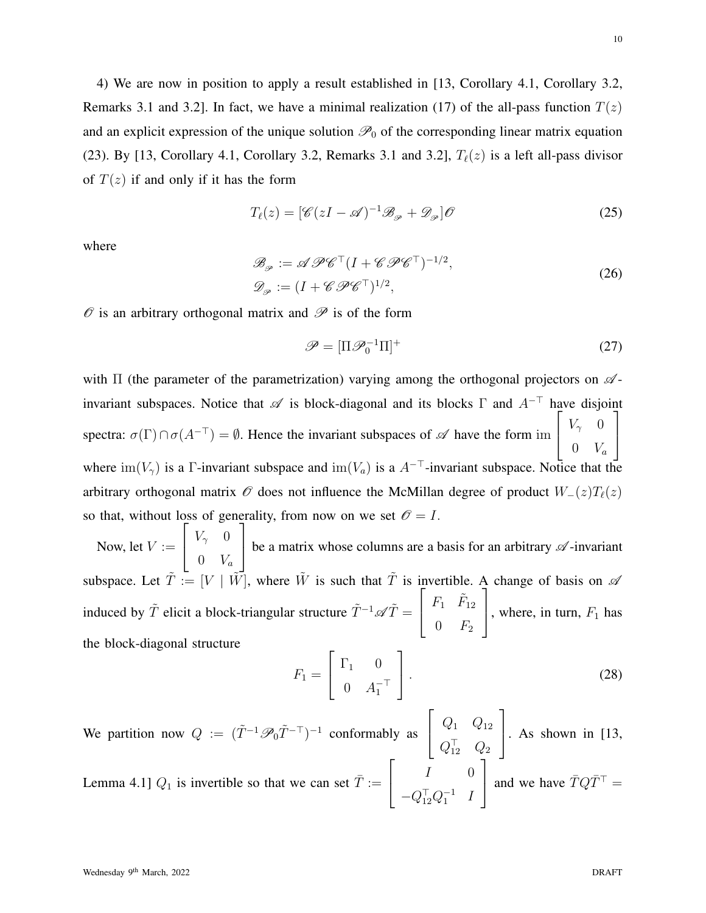4) We are now in position to apply a result established in [13, Corollary 4.1, Corollary 3.2, Remarks 3.1 and 3.2]. In fact, we have a minimal realization (17) of the all-pass function $T(z)$ and an explicit expression of the unique solution $\mathscr{P}_0$ of the corresponding linear matrix equation (23). By [13, Corollary 4.1, Corollary 3.2, Remarks 3.1 and 3.2], $T_\ell(z)$ is a left all-pass divisor of $T(z)$ if and only if it has the form

$$T_\ell(z) = [\mathscr{C}(zI - \mathscr{A})^{-1}\mathscr{B}_{\mathscr{P}} + \mathscr{D}_{\mathscr{P}}]\mathscr{O} \tag{25}$$

where

$$\begin{aligned} \mathscr{B}_{\mathscr{P}} &:= \mathscr{A}\mathscr{P}\mathscr{C}^\top(I + \mathscr{C}\mathscr{P}\mathscr{C}^\top)^{-1/2}, \\ \mathscr{D}_{\mathscr{P}} &:= (I + \mathscr{C}\mathscr{P}\mathscr{C}^\top)^{1/2}, \end{aligned} \tag{26}$$

$\mathscr{O}$ is an arbitrary orthogonal matrix and $\mathscr{P}$ is of the form

$$\mathscr{P} = [\Pi\mathscr{P}_0^{-1}\Pi]^+ \tag{27}$$

with $\Pi$ (the parameter of the parametrization) varying among the orthogonal projectors on $\mathscr{A}$-invariant subspaces. Notice that $\mathscr{A}$ is block-diagonal and its blocks $\Gamma$ and $A^{-\top}$ have disjoint spectra: $\sigma(\Gamma) \cap \sigma(A^{-\top}) = \emptyset$. Hence the invariant subspaces of $\mathscr{A}$ have the form $\operatorname{im}\begin{bmatrix} V_\gamma & 0 \\ 0 & V_a \end{bmatrix}$ where $\operatorname{im}(V_\gamma)$ is a $\Gamma$-invariant subspace and $\operatorname{im}(V_a)$ is a $A^{-\top}$-invariant subspace. Notice that the arbitrary orthogonal matrix $\mathscr{O}$ does not influence the McMillan degree of product $W_-(z)T_\ell(z)$ so that, without loss of generality, from now on we set $\mathscr{O} = I$.

Now, let $V := \begin{bmatrix} V_\gamma & 0 \\ 0 & V_a \end{bmatrix}$ be a matrix whose columns are a basis for an arbitrary $\mathscr{A}$-invariant subspace. Let $\tilde{T} := [V \mid \tilde{W}]$, where $\tilde{W}$ is such that $\tilde{T}$ is invertible. A change of basis on $\mathscr{A}$ induced by $\tilde{T}$ elicit a block-triangular structure $\tilde{T}^{-1}\mathscr{A}\tilde{T} = \begin{bmatrix} F_1 & \tilde{F}_{12} \\ 0 & F_2 \end{bmatrix}$, where, in turn, $F_1$ has the block-diagonal structure

$$F_1 = \begin{bmatrix} \Gamma_1 & 0 \\ 0 & A_1^{-\top} \end{bmatrix}. \tag{28}$$

We partition now $Q := (\tilde{T}^{-1}\mathscr{P}_0\tilde{T}^{-\top})^{-1}$ conformably as $\begin{bmatrix} Q_1 & Q_{12} \\ Q_{12}^\top & Q_2 \end{bmatrix}$. As shown in [13, Lemma 4.1] $Q_1$ is invertible so that we can set $\bar{T} := \begin{bmatrix} I & 0 \\ -Q_{12}^\top Q_1^{-1} & I \end{bmatrix}$ and we have $\bar{T}Q\bar{T}^\top =$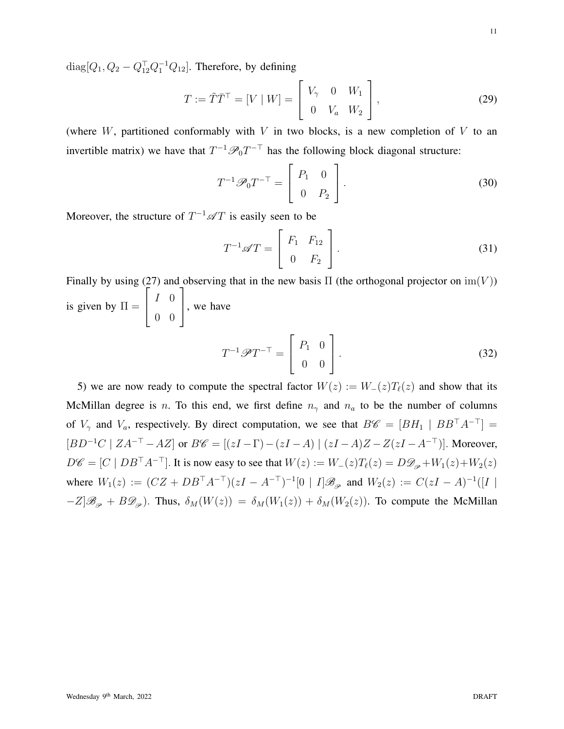$\mathrm{diag}[Q_1, Q_2 - Q_{12}^\top Q_1^{-1} Q_{12}]$. Therefore, by defining

$$T := \tilde{T}\bar{T}^\top = [V \mid W] = \begin{bmatrix} V_\gamma & 0 & W_1 \\ 0 & V_a & W_2 \end{bmatrix}, \tag{29}$$

(where $W$, partitioned conformably with $V$ in two blocks, is a new completion of $V$ to an invertible matrix) we have that $T^{-1}\mathscr{P}_0 T^{-\top}$ has the following block diagonal structure:

$$T^{-1}\mathscr{P}_0 T^{-\top} = \begin{bmatrix} P_1 & 0 \\ 0 & P_2 \end{bmatrix}. \tag{30}$$

Moreover, the structure of $T^{-1}\mathscr{A}T$ is easily seen to be

$$T^{-1}\mathscr{A}T = \begin{bmatrix} F_1 & F_{12} \\ 0 & F_2 \end{bmatrix}. \tag{31}$$

Finally by using (27) and observing that in the new basis $\Pi$ (the orthogonal projector on $\mathrm{im}(V)$) is given by $\Pi = \begin{bmatrix} I & 0 \\ 0 & 0 \end{bmatrix}$, we have

$$T^{-1}\mathscr{P}T^{-\top} = \begin{bmatrix} P_1 & 0 \\ 0 & 0 \end{bmatrix}. \tag{32}$$

5) we are now ready to compute the spectral factor $W(z) := W_-(z)T_\ell(z)$ and show that its McMillan degree is $n$. To this end, we first define $n_\gamma$ and $n_a$ to be the number of columns of $V_\gamma$ and $V_a$, respectively. By direct computation, we see that $B\mathscr{C} = [BH_1 \mid BB^\top A^{-\top}] = [BD^{-1}C \mid ZA^{-\top} - AZ]$ or $B\mathscr{C} = [(zI - \Gamma) - (zI - A) \mid (zI - A)Z - Z(zI - A^{-\top})]$. Moreover, $D\mathscr{C} = [C \mid DB^\top A^{-\top}]$. It is now easy to see that $W(z) := W_-(z)T_\ell(z) = D\mathscr{D}_{\mathscr{P}} + W_1(z) + W_2(z)$ where $W_1(z) := (CZ + DB^\top A^{-\top})(zI - A^{-\top})^{-1}[0 \mid I]\mathscr{B}_{\mathscr{P}}$ and $W_2(z) := C(zI - A)^{-1}([I \mid -Z]\mathscr{B}_{\mathscr{P}} + B\mathscr{D}_{\mathscr{P}})$. Thus, $\delta_M(W(z)) = \delta_M(W_1(z)) + \delta_M(W_2(z))$. To compute the McMillan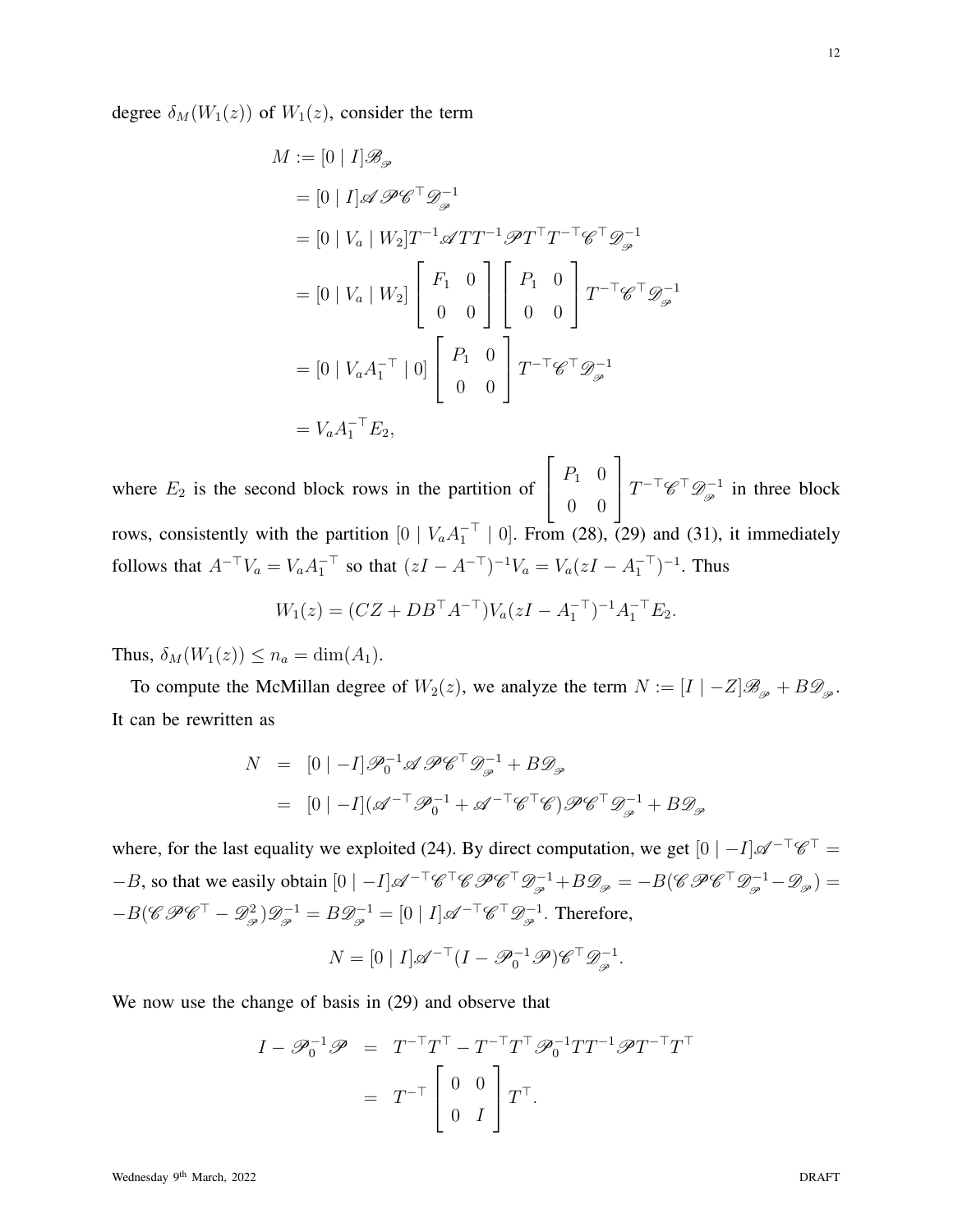degree $\delta_M(W_1(z))$ of $W_1(z)$, consider the term

$$
\begin{aligned}
M &:= [0 \mid I]\mathscr{B}_{\mathscr{P}} \\
&= [0 \mid I]\mathscr{A}\mathscr{P}\mathscr{C}^\top \mathscr{D}_{\mathscr{P}}^{-1} \\
&= [0 \mid V_a \mid W_2]T^{-1}\mathscr{A}TT^{-1}\mathscr{P}T^\top T^{-\top}\mathscr{C}^\top \mathscr{D}_{\mathscr{P}}^{-1} \\
&= [0 \mid V_a \mid W_2]\begin{bmatrix} F_1 & 0 \\ 0 & 0 \end{bmatrix}\begin{bmatrix} P_1 & 0 \\ 0 & 0 \end{bmatrix}T^{-\top}\mathscr{C}^\top \mathscr{D}_{\mathscr{P}}^{-1} \\
&= [0 \mid V_a A_1^{-\top} \mid 0]\begin{bmatrix} P_1 & 0 \\ 0 & 0 \end{bmatrix}T^{-\top}\mathscr{C}^\top \mathscr{D}_{\mathscr{P}}^{-1} \\
&= V_a A_1^{-\top} E_2,
\end{aligned}
$$

where $E_2$ is the second block rows in the partition of $\begin{bmatrix} P_1 & 0 \\ 0 & 0 \end{bmatrix}T^{-\top}\mathscr{C}^\top \mathscr{D}_{\mathscr{P}}^{-1}$ in three block rows, consistently with the partition $[0 \mid V_a A_1^{-\top} \mid 0]$. From (28), (29) and (31), it immediately follows that $A^{-\top}V_a = V_a A_1^{-\top}$ so that $(zI - A^{-\top})^{-1}V_a = V_a(zI - A_1^{-\top})^{-1}$. Thus

$$
W_1(z) = (CZ + DB^\top A^{-\top})V_a(zI - A_1^{-\top})^{-1}A_1^{-\top}E_2.
$$

Thus, $\delta_M(W_1(z)) \leq n_a = \dim(A_1)$.

To compute the McMillan degree of $W_2(z)$, we analyze the term $N := [I \mid -Z]\mathscr{B}_{\mathscr{P}} + B\mathscr{D}_{\mathscr{P}}$. It can be rewritten as

$$
\begin{aligned}
N &= [0 \mid -I]\mathscr{P}_0^{-1}\mathscr{A}\mathscr{P}\mathscr{C}^\top \mathscr{D}_{\mathscr{P}}^{-1} + B\mathscr{D}_{\mathscr{P}} \\
&= [0 \mid -I](\mathscr{A}^{-\top}\mathscr{P}_0^{-1} + \mathscr{A}^{-\top}\mathscr{C}^\top\mathscr{C})\mathscr{P}\mathscr{C}^\top \mathscr{D}_{\mathscr{P}}^{-1} + B\mathscr{D}_{\mathscr{P}}
\end{aligned}
$$

where, for the last equality we exploited (24). By direct computation, we get $[0 \mid -I]\mathscr{A}^{-\top}\mathscr{C}^\top = -B$, so that we easily obtain $[0 \mid -I]\mathscr{A}^{-\top}\mathscr{C}^\top\mathscr{C}\mathscr{P}\mathscr{C}^\top\mathscr{D}_{\mathscr{P}}^{-1} + B\mathscr{D}_{\mathscr{P}} = -B(\mathscr{C}\mathscr{P}\mathscr{C}^\top\mathscr{D}_{\mathscr{P}}^{-1} - \mathscr{D}_{\mathscr{P}}) = -B(\mathscr{C}\mathscr{P}\mathscr{C}^\top - \mathscr{D}_{\mathscr{P}}^2)\mathscr{D}_{\mathscr{P}}^{-1} = B\mathscr{D}_{\mathscr{P}}^{-1} = [0 \mid I]\mathscr{A}^{-\top}\mathscr{C}^\top\mathscr{D}_{\mathscr{P}}^{-1}$. Therefore,

$$
N = [0 \mid I]\mathscr{A}^{-\top}(I - \mathscr{P}_0^{-1}\mathscr{P})\mathscr{C}^\top \mathscr{D}_{\mathscr{P}}^{-1}.
$$

We now use the change of basis in (29) and observe that

$$
\begin{aligned}
I - \mathscr{P}_0^{-1}\mathscr{P} &= T^{-\top}T^\top - T^{-\top}T^\top\mathscr{P}_0^{-1}TT^{-1}\mathscr{P}T^{-\top}T^\top \\
&= T^{-\top}\begin{bmatrix} 0 & 0 \\ 0 & I \end{bmatrix}T^\top.
\end{aligned}
$$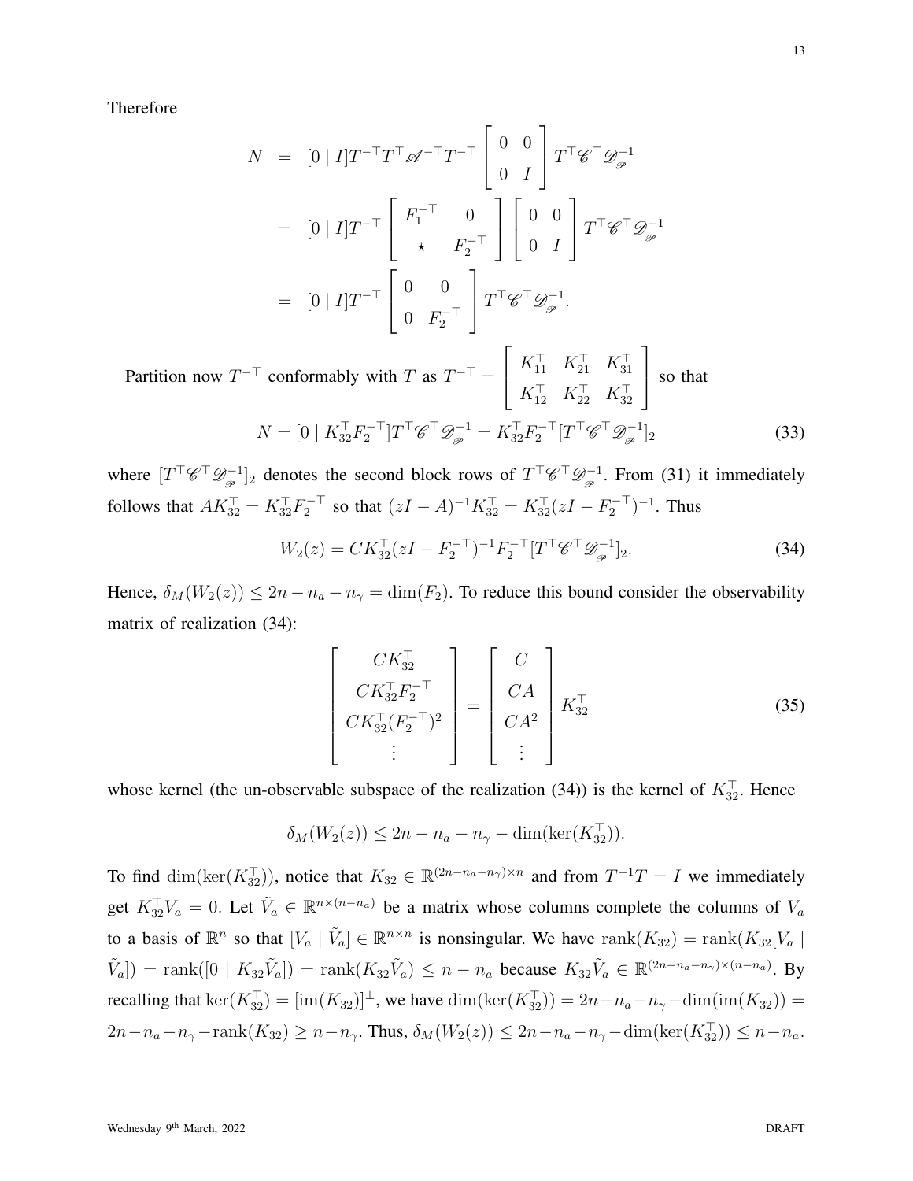Therefore

$$
\begin{aligned}
N &= [0 \mid I] T^{-\top} T^{\top} \mathscr{A}^{-\top} T^{-\top} \begin{bmatrix} 0 & 0 \\ 0 & I \end{bmatrix} T^{\top} \mathscr{C}^{\top} \mathscr{D}_{\mathscr{P}}^{-1} \\
&= [0 \mid I] T^{-\top} \begin{bmatrix} F_1^{-\top} & 0 \\ \star & F_2^{-\top} \end{bmatrix} \begin{bmatrix} 0 & 0 \\ 0 & I \end{bmatrix} T^{\top} \mathscr{C}^{\top} \mathscr{D}_{\mathscr{P}}^{-1} \\
&= [0 \mid I] T^{-\top} \begin{bmatrix} 0 & 0 \\ 0 & F_2^{-\top} \end{bmatrix} T^{\top} \mathscr{C}^{\top} \mathscr{D}_{\mathscr{P}}^{-1}.
\end{aligned}
$$

Partition now $T^{-\top}$ conformably with $T$ as $T^{-\top} = \begin{bmatrix} K_{11}^{\top} & K_{21}^{\top} & K_{31}^{\top} \\ K_{12}^{\top} & K_{22}^{\top} & K_{32}^{\top} \end{bmatrix}$ so that

$$
N = [0 \mid K_{32}^{\top} F_2^{-\top}] T^{\top} \mathscr{C}^{\top} \mathscr{D}_{\mathscr{P}}^{-1} = K_{32}^{\top} F_2^{-\top} [T^{\top} \mathscr{C}^{\top} \mathscr{D}_{\mathscr{P}}^{-1}]_2 \tag{33}
$$

where $[T^{\top} \mathscr{C}^{\top} \mathscr{D}_{\mathscr{P}}^{-1}]_2$ denotes the second block rows of $T^{\top} \mathscr{C}^{\top} \mathscr{D}_{\mathscr{P}}^{-1}$. From (31) it immediately follows that $AK_{32}^{\top} = K_{32}^{\top} F_2^{-\top}$ so that $(zI - A)^{-1} K_{32}^{\top} = K_{32}^{\top} (zI - F_2^{-\top})^{-1}$. Thus

$$
W_2(z) = C K_{32}^{\top} (zI - F_2^{-\top})^{-1} F_2^{-\top} [T^{\top} \mathscr{C}^{\top} \mathscr{D}_{\mathscr{P}}^{-1}]_2. \tag{34}
$$

Hence, $\delta_M(W_2(z)) \leq 2n - n_a - n_\gamma = \dim(F_2)$. To reduce this bound consider the observability matrix of realization (34):

$$
\begin{bmatrix} C K_{32}^{\top} \\ C K_{32}^{\top} F_2^{-\top} \\ C K_{32}^{\top} (F_2^{-\top})^2 \\ \vdots \end{bmatrix} = \begin{bmatrix} C \\ CA \\ CA^2 \\ \vdots \end{bmatrix} K_{32}^{\top} \tag{35}
$$

whose kernel (the un-observable subspace of the realization (34)) is the kernel of $K_{32}^{\top}$. Hence

$$
\delta_M(W_2(z)) \leq 2n - n_a - n_\gamma - \dim(\ker(K_{32}^{\top})).
$$

To find $\dim(\ker(K_{32}^{\top}))$, notice that $K_{32} \in \mathbb{R}^{(2n-n_a-n_\gamma)\times n}$ and from $T^{-1}T = I$ we immediately get $K_{32}^{\top} V_a = 0$. Let $\tilde{V}_a \in \mathbb{R}^{n \times (n-n_a)}$ be a matrix whose columns complete the columns of $V_a$ to a basis of $\mathbb{R}^n$ so that $[V_a \mid \tilde{V}_a] \in \mathbb{R}^{n \times n}$ is nonsingular. We have $\mathrm{rank}(K_{32}) = \mathrm{rank}(K_{32}[V_a \mid \tilde{V}_a]) = \mathrm{rank}([0 \mid K_{32}\tilde{V}_a]) = \mathrm{rank}(K_{32}\tilde{V}_a) \leq n - n_a$ because $K_{32}\tilde{V}_a \in \mathbb{R}^{(2n-n_a-n_\gamma)\times(n-n_a)}$. By recalling that $\ker(K_{32}^{\top}) = [\mathrm{im}(K_{32})]^{\perp}$, we have $\dim(\ker(K_{32}^{\top})) = 2n - n_a - n_\gamma - \dim(\mathrm{im}(K_{32})) = 2n - n_a - n_\gamma - \mathrm{rank}(K_{32}) \geq n - n_\gamma$. Thus, $\delta_M(W_2(z)) \leq 2n - n_a - n_\gamma - \dim(\ker(K_{32}^{\top})) \leq n - n_a$.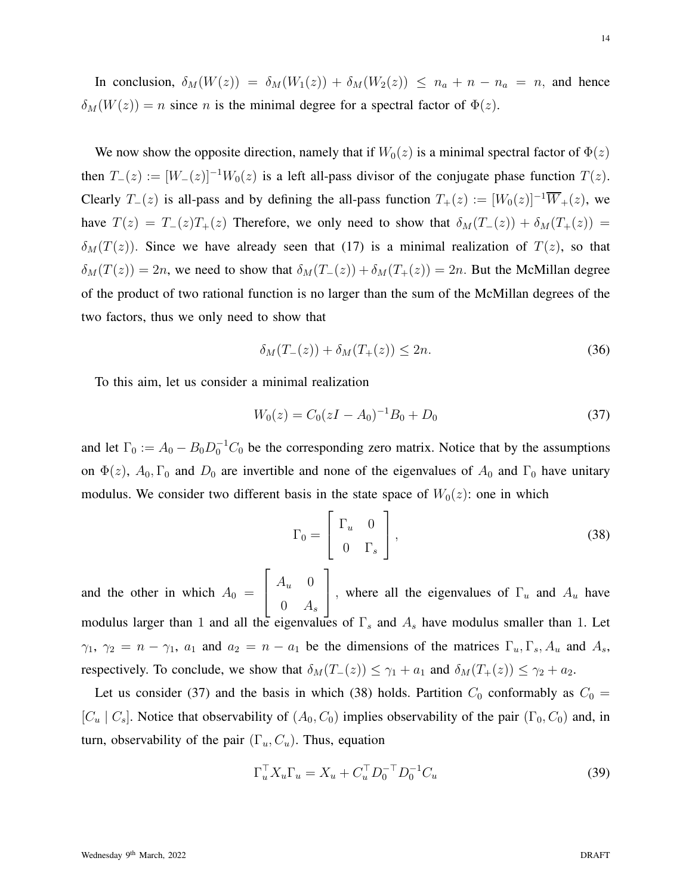In conclusion, $\delta_M(W(z)) = \delta_M(W_1(z)) + \delta_M(W_2(z)) \leq n_a + n - n_a = n$, and hence $\delta_M(W(z)) = n$ since $n$ is the minimal degree for a spectral factor of $\Phi(z)$.

We now show the opposite direction, namely that if $W_0(z)$ is a minimal spectral factor of $\Phi(z)$ then $T_-(z) := [W_-(z)]^{-1}W_0(z)$ is a left all-pass divisor of the conjugate phase function $T(z)$. Clearly $T_-(z)$ is all-pass and by defining the all-pass function $T_+(z) := [W_0(z)]^{-1}\overline{W}_+(z)$, we have $T(z) = T_-(z)T_+(z)$ Therefore, we only need to show that $\delta_M(T_-(z)) + \delta_M(T_+(z)) = \delta_M(T(z))$. Since we have already seen that (17) is a minimal realization of $T(z)$, so that $\delta_M(T(z)) = 2n$, we need to show that $\delta_M(T_-(z)) + \delta_M(T_+(z)) = 2n$. But the McMillan degree of the product of two rational function is no larger than the sum of the McMillan degrees of the two factors, thus we only need to show that

$$\delta_M(T_-(z)) + \delta_M(T_+(z)) \leq 2n. \tag{36}$$

To this aim, let us consider a minimal realization

$$W_0(z) = C_0(zI - A_0)^{-1}B_0 + D_0 \tag{37}$$

and let $\Gamma_0 := A_0 - B_0D_0^{-1}C_0$ be the corresponding zero matrix. Notice that by the assumptions on $\Phi(z)$, $A_0, \Gamma_0$ and $D_0$ are invertible and none of the eigenvalues of $A_0$ and $\Gamma_0$ have unitary modulus. We consider two different basis in the state space of $W_0(z)$: one in which

$$\Gamma_0 = \begin{bmatrix} \Gamma_u & 0 \\ 0 & \Gamma_s \end{bmatrix}, \tag{38}$$

and the other in which $A_0 = \begin{bmatrix} A_u & 0 \\ 0 & A_s \end{bmatrix}$, where all the eigenvalues of $\Gamma_u$ and $A_u$ have modulus larger than 1 and all the eigenvalues of $\Gamma_s$ and $A_s$ have modulus smaller than 1. Let $\gamma_1$, $\gamma_2 = n - \gamma_1$, $a_1$ and $a_2 = n - a_1$ be the dimensions of the matrices $\Gamma_u, \Gamma_s, A_u$ and $A_s$, respectively. To conclude, we show that $\delta_M(T_-(z)) \leq \gamma_1 + a_1$ and $\delta_M(T_+(z)) \leq \gamma_2 + a_2$.

Let us consider (37) and the basis in which (38) holds. Partition $C_0$ conformably as $C_0 = [C_u \mid C_s]$. Notice that observability of $(A_0, C_0)$ implies observability of the pair $(\Gamma_0, C_0)$ and, in turn, observability of the pair $(\Gamma_u, C_u)$. Thus, equation

$$\Gamma_u^\top X_u \Gamma_u = X_u + C_u^\top D_0^{-\top} D_0^{-1} C_u \tag{39}$$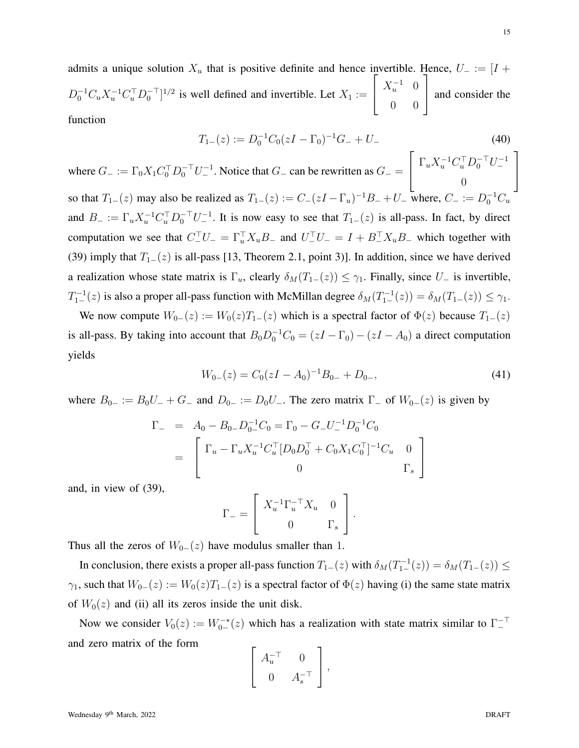admits a unique solution $X_u$ that is positive definite and hence invertible. Hence, $U_- := [I + D_0^{-1} C_u X_u^{-1} C_u^\top D_0^{-\top}]^{1/2}$ is well defined and invertible. Let $X_1 := \begin{bmatrix} X_u^{-1} & 0 \\ 0 & 0 \end{bmatrix}$ and consider the function

$$T_{1-}(z) := D_0^{-1} C_0 (zI - \Gamma_0)^{-1} G_- + U_- \tag{40}$$

where $G_- := \Gamma_0 X_1 C_0^\top D_0^{-\top} U_-^{-1}$. Notice that $G_-$ can be rewritten as $G_- = \begin{bmatrix} \Gamma_u X_u^{-1} C_u^\top D_0^{-\top} U_-^{-1} \\ 0 \end{bmatrix}$ so that $T_{1-}(z)$ may also be realized as $T_{1-}(z) := C_-(zI - \Gamma_u)^{-1} B_- + U_-$ where, $C_- := D_0^{-1} C_u$ and $B_- := \Gamma_u X_u^{-1} C_u^\top D_0^{-\top} U_-^{-1}$. It is now easy to see that $T_{1-}(z)$ is all-pass. In fact, by direct computation we see that $C_-^\top U_- = \Gamma_u^\top X_u B_-$ and $U_-^\top U_- = I + B_-^\top X_u B_-$ which together with (39) imply that $T_{1-}(z)$ is all-pass [13, Theorem 2.1, point 3)]. In addition, since we have derived a realization whose state matrix is $\Gamma_u$, clearly $\delta_M(T_{1-}(z)) \leq \gamma_1$. Finally, since $U_-$ is invertible, $T_{1-}^{-1}(z)$ is also a proper all-pass function with McMillan degree $\delta_M(T_{1-}^{-1}(z)) = \delta_M(T_{1-}(z)) \leq \gamma_1$.

We now compute $W_{0-}(z) := W_0(z) T_{1-}(z)$ which is a spectral factor of $\Phi(z)$ because $T_{1-}(z)$ is all-pass. By taking into account that $B_0 D_0^{-1} C_0 = (zI - \Gamma_0) - (zI - A_0)$ a direct computation yields

$$W_{0-}(z) = C_0 (zI - A_0)^{-1} B_{0-} + D_{0-}, \tag{41}$$

where $B_{0-} := B_0 U_- + G_-$ and $D_{0-} := D_0 U_-$. The zero matrix $\Gamma_-$ of $W_{0-}(z)$ is given by

$$\begin{aligned} \Gamma_- &= A_0 - B_{0-} D_{0-}^{-1} C_0 = \Gamma_0 - G_- U_-^{-1} D_0^{-1} C_0 \\ &= \begin{bmatrix} \Gamma_u - \Gamma_u X_u^{-1} C_u^\top [D_0 D_0^\top + C_0 X_1 C_0^\top]^{-1} C_u & 0 \\ 0 & \Gamma_s \end{bmatrix} \end{aligned}$$

and, in view of (39),

$$\Gamma_- = \begin{bmatrix} X_u^{-1} \Gamma_u^{-\top} X_u & 0 \\ 0 & \Gamma_s \end{bmatrix}.$$

Thus all the zeros of $W_{0-}(z)$ have modulus smaller than 1.

In conclusion, there exists a proper all-pass function $T_{1-}(z)$ with $\delta_M(T_{1-}^{-1}(z)) = \delta_M(T_{1-}(z)) \leq \gamma_1$, such that $W_{0-}(z) := W_0(z) T_{1-}(z)$ is a spectral factor of $\Phi(z)$ having (i) the same state matrix of $W_0(z)$ and (ii) all its zeros inside the unit disk.

Now we consider $V_0(z) := W_{0-}^{-*}(z)$ which has a realization with state matrix similar to $\Gamma_-^{-\top}$ and zero matrix of the form

$$\begin{bmatrix} A_u^{-\top} & 0 \\ 0 & A_s^{-\top} \end{bmatrix},$$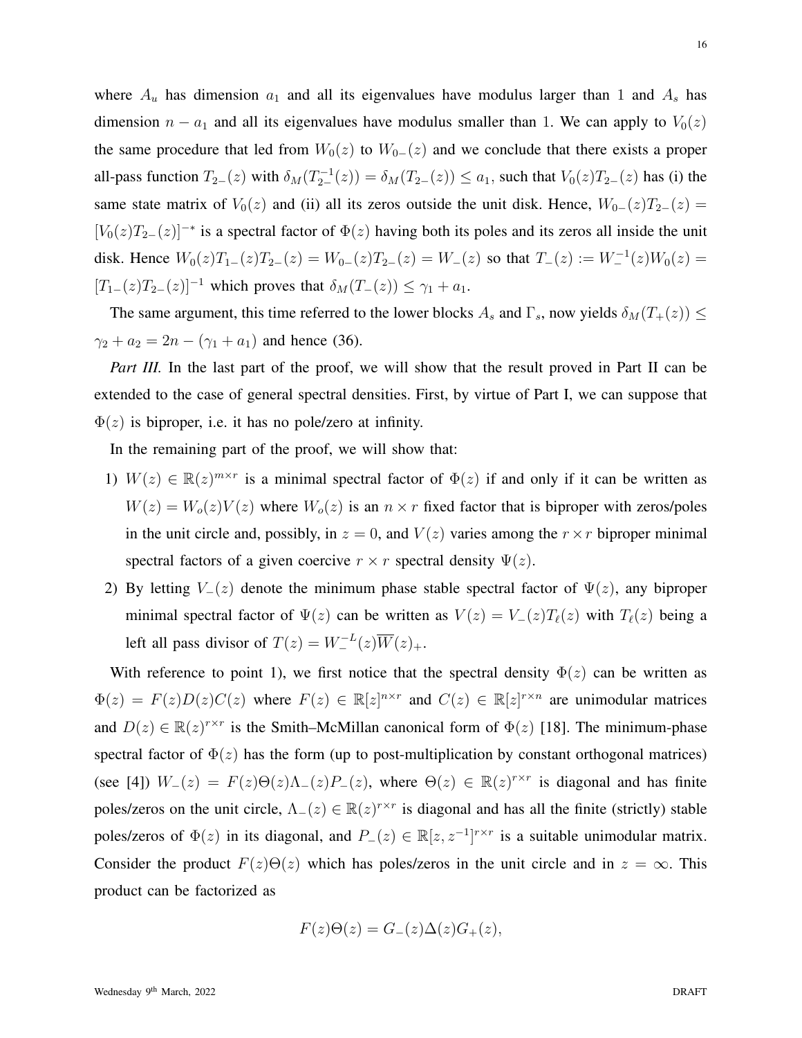where $A_u$ has dimension $a_1$ and all its eigenvalues have modulus larger than 1 and $A_s$ has dimension $n - a_1$ and all its eigenvalues have modulus smaller than 1. We can apply to $V_0(z)$ the same procedure that led from $W_0(z)$ to $W_{0-}(z)$ and we conclude that there exists a proper all-pass function $T_{2-}(z)$ with $\delta_M(T_{2-}^{-1}(z)) = \delta_M(T_{2-}(z)) \leq a_1$, such that $V_0(z)T_{2-}(z)$ has (i) the same state matrix of $V_0(z)$ and (ii) all its zeros outside the unit disk. Hence, $W_{0-}(z)T_{2-}(z) = [V_0(z)T_{2-}(z)]^{-*}$ is a spectral factor of $\Phi(z)$ having both its poles and its zeros all inside the unit disk. Hence $W_0(z)T_{1-}(z)T_{2-}(z) = W_{0-}(z)T_{2-}(z) = W_-(z)$ so that $T_-(z) := W_-^{-1}(z)W_0(z) = [T_{1-}(z)T_{2-}(z)]^{-1}$ which proves that $\delta_M(T_-(z)) \leq \gamma_1 + a_1$.

The same argument, this time referred to the lower blocks $A_s$ and $\Gamma_s$, now yields $\delta_M(T_+(z)) \leq \gamma_2 + a_2 = 2n - (\gamma_1 + a_1)$ and hence (36).

*Part III.* In the last part of the proof, we will show that the result proved in Part II can be extended to the case of general spectral densities. First, by virtue of Part I, we can suppose that $\Phi(z)$ is biproper, i.e. it has no pole/zero at infinity.

In the remaining part of the proof, we will show that:

1) $W(z) \in \mathbb{R}(z)^{m\times r}$ is a minimal spectral factor of $\Phi(z)$ if and only if it can be written as $W(z) = W_o(z)V(z)$ where $W_o(z)$ is an $n \times r$ fixed factor that is biproper with zeros/poles in the unit circle and, possibly, in $z = 0$, and $V(z)$ varies among the $r \times r$ biproper minimal spectral factors of a given coercive $r \times r$ spectral density $\Psi(z)$.
2) By letting $V_-(z)$ denote the minimum phase stable spectral factor of $\Psi(z)$, any biproper minimal spectral factor of $\Psi(z)$ can be written as $V(z) = V_-(z)T_\ell(z)$ with $T_\ell(z)$ being a left all pass divisor of $T(z) = W_-^{-L}(z)\overline{W}(z)_+$.

With reference to point 1), we first notice that the spectral density $\Phi(z)$ can be written as $\Phi(z) = F(z)D(z)C(z)$ where $F(z) \in \mathbb{R}[z]^{n\times r}$ and $C(z) \in \mathbb{R}[z]^{r\times n}$ are unimodular matrices and $D(z) \in \mathbb{R}(z)^{r\times r}$ is the Smith–McMillan canonical form of $\Phi(z)$ [18]. The minimum-phase spectral factor of $\Phi(z)$ has the form (up to post-multiplication by constant orthogonal matrices) (see [4]) $W_-(z) = F(z)\Theta(z)\Lambda_-(z)P_-(z)$, where $\Theta(z) \in \mathbb{R}(z)^{r\times r}$ is diagonal and has finite poles/zeros on the unit circle, $\Lambda_-(z) \in \mathbb{R}(z)^{r\times r}$ is diagonal and has all the finite (strictly) stable poles/zeros of $\Phi(z)$ in its diagonal, and $P_-(z) \in \mathbb{R}[z, z^{-1}]^{r\times r}$ is a suitable unimodular matrix. Consider the product $F(z)\Theta(z)$ which has poles/zeros in the unit circle and in $z = \infty$. This product can be factorized as

$$F(z)\Theta(z) = G_-(z)\Delta(z)G_+(z),$$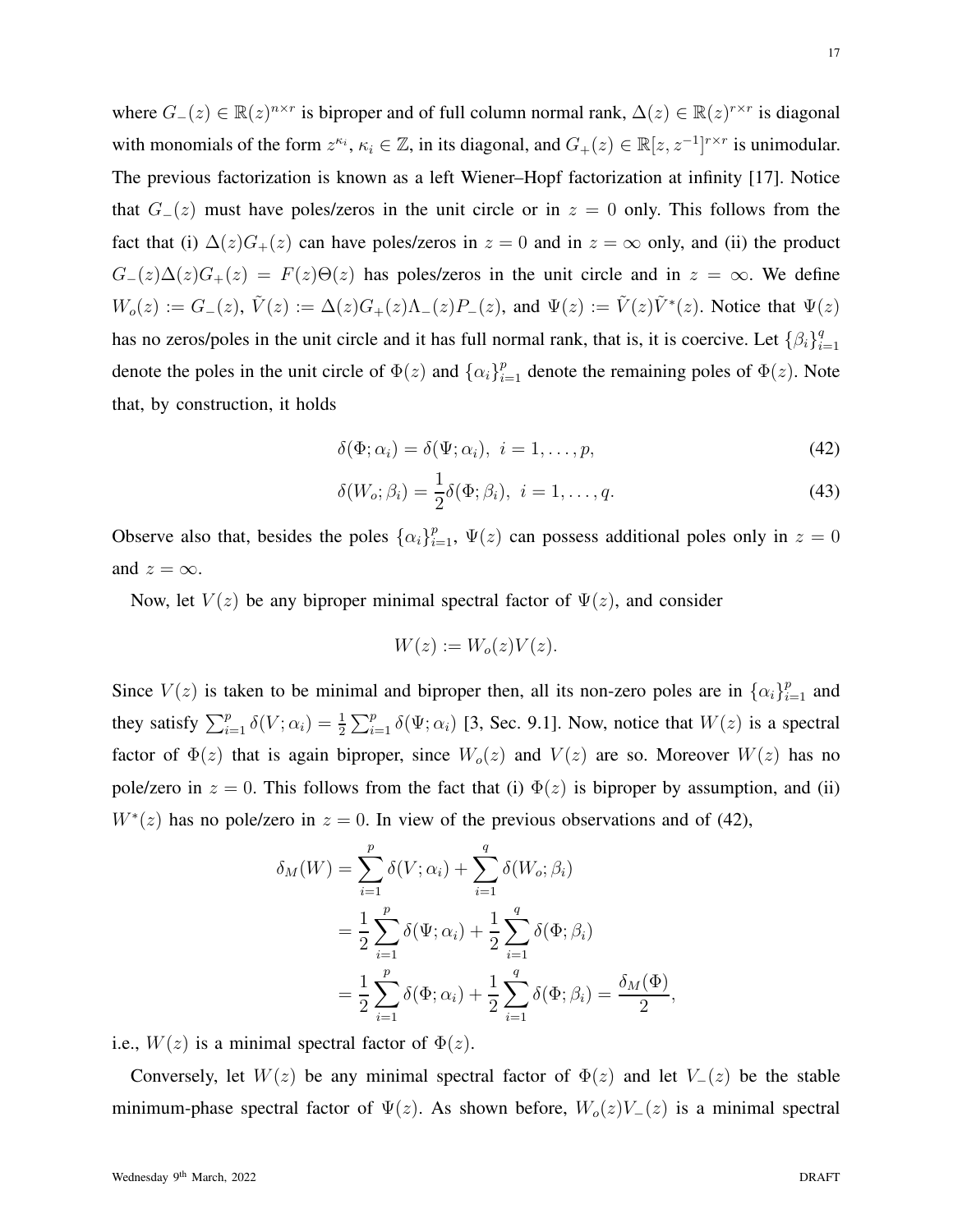where $G_-(z) \in \mathbb{R}(z)^{n\times r}$ is biproper and of full column normal rank, $\Delta(z) \in \mathbb{R}(z)^{r\times r}$ is diagonal with monomials of the form $z^{\kappa_i}$, $\kappa_i \in \mathbb{Z}$, in its diagonal, and $G_+(z) \in \mathbb{R}[z, z^{-1}]^{r\times r}$ is unimodular. The previous factorization is known as a left Wiener–Hopf factorization at infinity [17]. Notice that $G_-(z)$ must have poles/zeros in the unit circle or in $z = 0$ only. This follows from the fact that (i) $\Delta(z)G_+(z)$ can have poles/zeros in $z = 0$ and in $z = \infty$ only, and (ii) the product $G_-(z)\Delta(z)G_+(z) = F(z)\Theta(z)$ has poles/zeros in the unit circle and in $z = \infty$. We define $W_o(z) := G_-(z)$, $\tilde{V}(z) := \Delta(z)G_+(z)\Lambda_-(z)P_-(z)$, and $\Psi(z) := \tilde{V}(z)\tilde{V}^*(z)$. Notice that $\Psi(z)$ has no zeros/poles in the unit circle and it has full normal rank, that is, it is coercive. Let $\{\beta_i\}_{i=1}^q$ denote the poles in the unit circle of $\Phi(z)$ and $\{\alpha_i\}_{i=1}^p$ denote the remaining poles of $\Phi(z)$. Note that, by construction, it holds

$$\delta(\Phi; \alpha_i) = \delta(\Psi; \alpha_i), \ i = 1, \dots, p, \tag{42}$$

$$\delta(W_o; \beta_i) = \frac{1}{2}\delta(\Phi; \beta_i), \ i = 1, \dots, q. \tag{43}$$

Observe also that, besides the poles $\{\alpha_i\}_{i=1}^p$, $\Psi(z)$ can possess additional poles only in $z = 0$ and $z = \infty$.

Now, let $V(z)$ be any biproper minimal spectral factor of $\Psi(z)$, and consider

$$W(z) := W_o(z)V(z).$$

Since $V(z)$ is taken to be minimal and biproper then, all its non-zero poles are in $\{\alpha_i\}_{i=1}^p$ and they satisfy $\sum_{i=1}^p \delta(V; \alpha_i) = \frac{1}{2}\sum_{i=1}^p \delta(\Psi; \alpha_i)$ [3, Sec. 9.1]. Now, notice that $W(z)$ is a spectral factor of $\Phi(z)$ that is again biproper, since $W_o(z)$ and $V(z)$ are so. Moreover $W(z)$ has no pole/zero in $z = 0$. This follows from the fact that (i) $\Phi(z)$ is biproper by assumption, and (ii) $W^*(z)$ has no pole/zero in $z = 0$. In view of the previous observations and of (42),

$$\begin{aligned}
\delta_M(W) &= \sum_{i=1}^p \delta(V; \alpha_i) + \sum_{i=1}^q \delta(W_o; \beta_i) \\
&= \frac{1}{2}\sum_{i=1}^p \delta(\Psi; \alpha_i) + \frac{1}{2}\sum_{i=1}^q \delta(\Phi; \beta_i) \\
&= \frac{1}{2}\sum_{i=1}^p \delta(\Phi; \alpha_i) + \frac{1}{2}\sum_{i=1}^q \delta(\Phi; \beta_i) = \frac{\delta_M(\Phi)}{2},
\end{aligned}$$

i.e., $W(z)$ is a minimal spectral factor of $\Phi(z)$.

Conversely, let $W(z)$ be any minimal spectral factor of $\Phi(z)$ and let $V_-(z)$ be the stable minimum-phase spectral factor of $\Psi(z)$. As shown before, $W_o(z)V_-(z)$ is a minimal spectral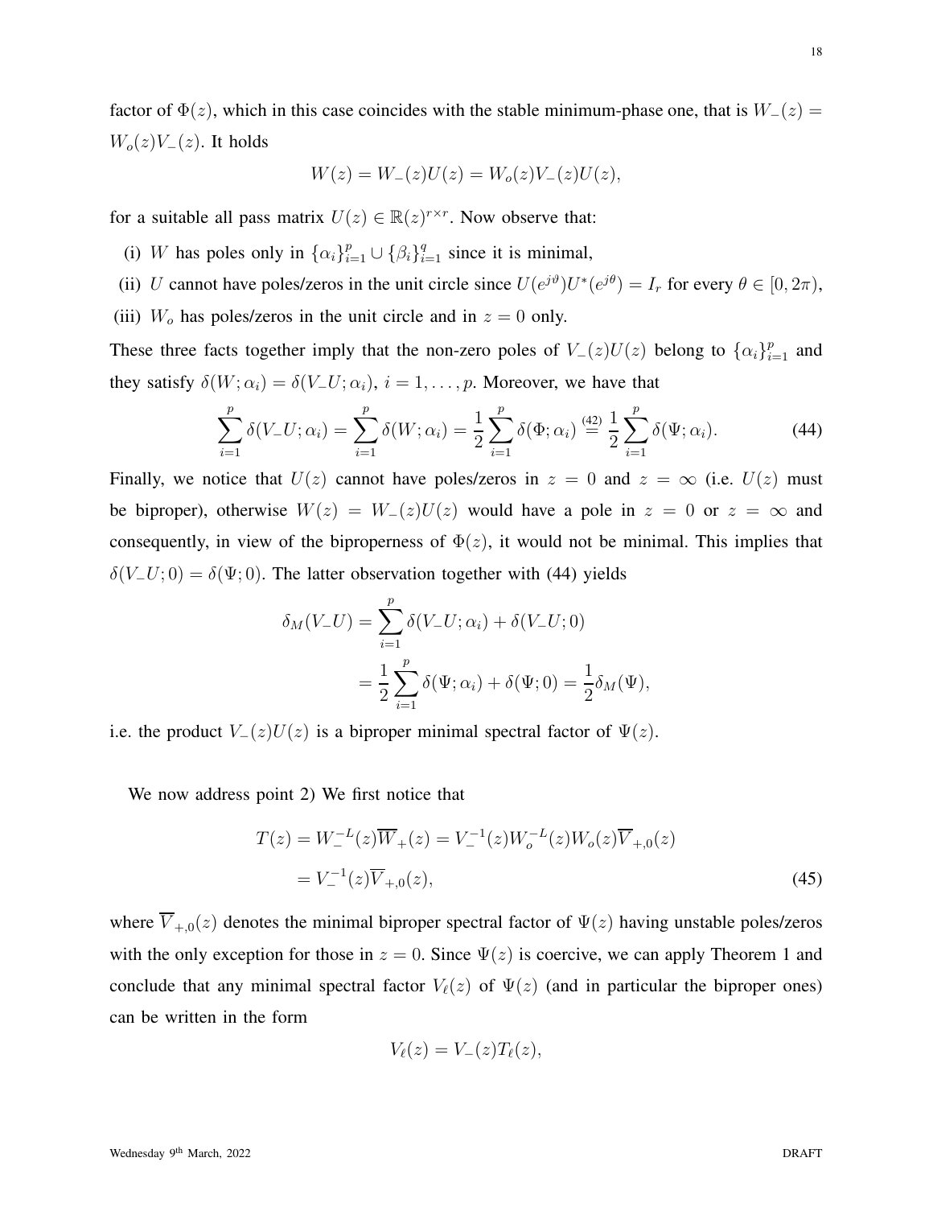factor of $\Phi(z)$, which in this case coincides with the stable minimum-phase one, that is $W_-(z) = W_o(z)V_-(z)$. It holds

$$W(z) = W_-(z)U(z) = W_o(z)V_-(z)U(z),$$

for a suitable all pass matrix $U(z) \in \mathbb{R}(z)^{r\times r}$. Now observe that:

(i) $W$ has poles only in $\{\alpha_i\}_{i=1}^p \cup \{\beta_i\}_{i=1}^q$ since it is minimal,

(ii) $U$ cannot have poles/zeros in the unit circle since $U(e^{j\vartheta})U^*(e^{j\theta}) = I_r$ for every $\theta \in [0, 2\pi)$,

(iii) $W_o$ has poles/zeros in the unit circle and in $z = 0$ only.

These three facts together imply that the non-zero poles of $V_-(z)U(z)$ belong to $\{\alpha_i\}_{i=1}^p$ and they satisfy $\delta(W; \alpha_i) = \delta(V_-U; \alpha_i)$, $i = 1, \dots, p$. Moreover, we have that

$$\sum_{i=1}^{p} \delta(V_-U; \alpha_i) = \sum_{i=1}^{p} \delta(W; \alpha_i) = \frac{1}{2}\sum_{i=1}^{p} \delta(\Phi; \alpha_i) \overset{(42)}{=} \frac{1}{2}\sum_{i=1}^{p} \delta(\Psi; \alpha_i). \tag{44}$$

Finally, we notice that $U(z)$ cannot have poles/zeros in $z = 0$ and $z = \infty$ (i.e. $U(z)$ must be biproper), otherwise $W(z) = W_-(z)U(z)$ would have a pole in $z = 0$ or $z = \infty$ and consequently, in view of the biproperness of $\Phi(z)$, it would not be minimal. This implies that $\delta(V_-U; 0) = \delta(\Psi; 0)$. The latter observation together with (44) yields

$$\begin{aligned}
\delta_M(V_-U) &= \sum_{i=1}^{p} \delta(V_-U; \alpha_i) + \delta(V_-U; 0) \\
&= \frac{1}{2}\sum_{i=1}^{p} \delta(\Psi; \alpha_i) + \delta(\Psi; 0) = \frac{1}{2}\delta_M(\Psi),
\end{aligned}$$

i.e. the product $V_-(z)U(z)$ is a biproper minimal spectral factor of $\Psi(z)$.

We now address point 2) We first notice that

$$\begin{aligned}
T(z) = W_-^{-L}(z)\overline{W}_+(z) &= V_-^{-1}(z)W_o^{-L}(z)W_o(z)\overline{V}_{+,0}(z) \\
&= V_-^{-1}(z)\overline{V}_{+,0}(z),
\end{aligned} \tag{45}$$

where $\overline{V}_{+,0}(z)$ denotes the minimal biproper spectral factor of $\Psi(z)$ having unstable poles/zeros with the only exception for those in $z = 0$. Since $\Psi(z)$ is coercive, we can apply Theorem 1 and conclude that any minimal spectral factor $V_\ell(z)$ of $\Psi(z)$ (and in particular the biproper ones) can be written in the form

$$V_\ell(z) = V_-(z)T_\ell(z),$$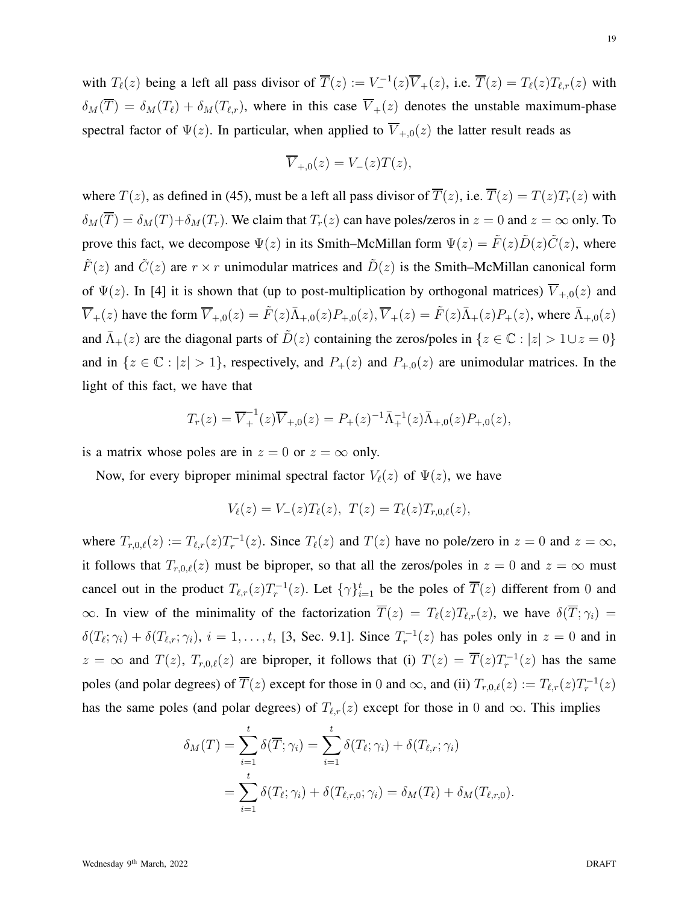with $T_\ell(z)$ being a left all pass divisor of $\overline{T}(z) := V_-^{-1}(z)\overline{V}_+(z)$, i.e. $\overline{T}(z) = T_\ell(z)T_{\ell,r}(z)$ with $\delta_M(\overline{T}) = \delta_M(T_\ell) + \delta_M(T_{\ell,r})$, where in this case $\overline{V}_+(z)$ denotes the unstable maximum-phase spectral factor of $\Psi(z)$. In particular, when applied to $\overline{V}_{+,0}(z)$ the latter result reads as

$$\overline{V}_{+,0}(z) = V_-(z)T(z),$$

where $T(z)$, as defined in (45), must be a left all pass divisor of $\overline{T}(z)$, i.e. $\overline{T}(z) = T(z)T_r(z)$ with $\delta_M(\overline{T}) = \delta_M(T)+\delta_M(T_r)$. We claim that $T_r(z)$ can have poles/zeros in $z = 0$ and $z = \infty$ only. To prove this fact, we decompose $\Psi(z)$ in its Smith–McMillan form $\Psi(z) = \tilde{F}(z)\tilde{D}(z)\tilde{C}(z)$, where $\tilde{F}(z)$ and $\tilde{C}(z)$ are $r \times r$ unimodular matrices and $\tilde{D}(z)$ is the Smith–McMillan canonical form of $\Psi(z)$. In [4] it is shown that (up to post-multiplication by orthogonal matrices) $\overline{V}_{+,0}(z)$ and $\overline{V}_+(z)$ have the form $\overline{V}_{+,0}(z) = \tilde{F}(z)\bar{\Lambda}_{+,0}(z)P_{+,0}(z), \overline{V}_+(z) = \tilde{F}(z)\bar{\Lambda}_+(z)P_+(z)$, where $\bar{\Lambda}_{+,0}(z)$ and $\bar{\Lambda}_+(z)$ are the diagonal parts of $\tilde{D}(z)$ containing the zeros/poles in $\{z \in \mathbb{C} : |z| > 1 \cup z = 0\}$ and in $\{z \in \mathbb{C} : |z| > 1\}$, respectively, and $P_+(z)$ and $P_{+,0}(z)$ are unimodular matrices. In the light of this fact, we have that

$$T_r(z) = \overline{V}_+^{-1}(z)\overline{V}_{+,0}(z) = P_+(z)^{-1}\bar{\Lambda}_+^{-1}(z)\bar{\Lambda}_{+,0}(z)P_{+,0}(z),$$

is a matrix whose poles are in $z = 0$ or $z = \infty$ only.

Now, for every biproper minimal spectral factor $V_\ell(z)$ of $\Psi(z)$, we have

$$V_\ell(z) = V_-(z)T_\ell(z),\ T(z) = T_\ell(z)T_{r,0,\ell}(z),$$

where $T_{r,0,\ell}(z) := T_{\ell,r}(z)T_r^{-1}(z)$. Since $T_\ell(z)$ and $T(z)$ have no pole/zero in $z = 0$ and $z = \infty$, it follows that $T_{r,0,\ell}(z)$ must be biproper, so that all the zeros/poles in $z = 0$ and $z = \infty$ must cancel out in the product $T_{\ell,r}(z)T_r^{-1}(z)$. Let $\{\gamma\}_{i=1}^t$ be the poles of $\overline{T}(z)$ different from 0 and $\infty$. In view of the minimality of the factorization $\overline{T}(z) = T_\ell(z)T_{\ell,r}(z)$, we have $\delta(\overline{T};\gamma_i) = \delta(T_\ell;\gamma_i) + \delta(T_{\ell,r};\gamma_i)$, $i = 1,\dots,t$, [3, Sec. 9.1]. Since $T_r^{-1}(z)$ has poles only in $z = 0$ and in $z = \infty$ and $T(z)$, $T_{r,0,\ell}(z)$ are biproper, it follows that (i) $T(z) = \overline{T}(z)T_r^{-1}(z)$ has the same poles (and polar degrees) of $\overline{T}(z)$ except for those in 0 and $\infty$, and (ii) $T_{r,0,\ell}(z) := T_{\ell,r}(z)T_r^{-1}(z)$ has the same poles (and polar degrees) of $T_{\ell,r}(z)$ except for those in 0 and $\infty$. This implies

$$\begin{aligned}\delta_M(T) &= \sum_{i=1}^t \delta(\overline{T};\gamma_i) = \sum_{i=1}^t \delta(T_\ell;\gamma_i) + \delta(T_{\ell,r};\gamma_i)\\ &= \sum_{i=1}^t \delta(T_\ell;\gamma_i) + \delta(T_{\ell,r,0};\gamma_i) = \delta_M(T_\ell) + \delta_M(T_{\ell,r,0}).\end{aligned}$$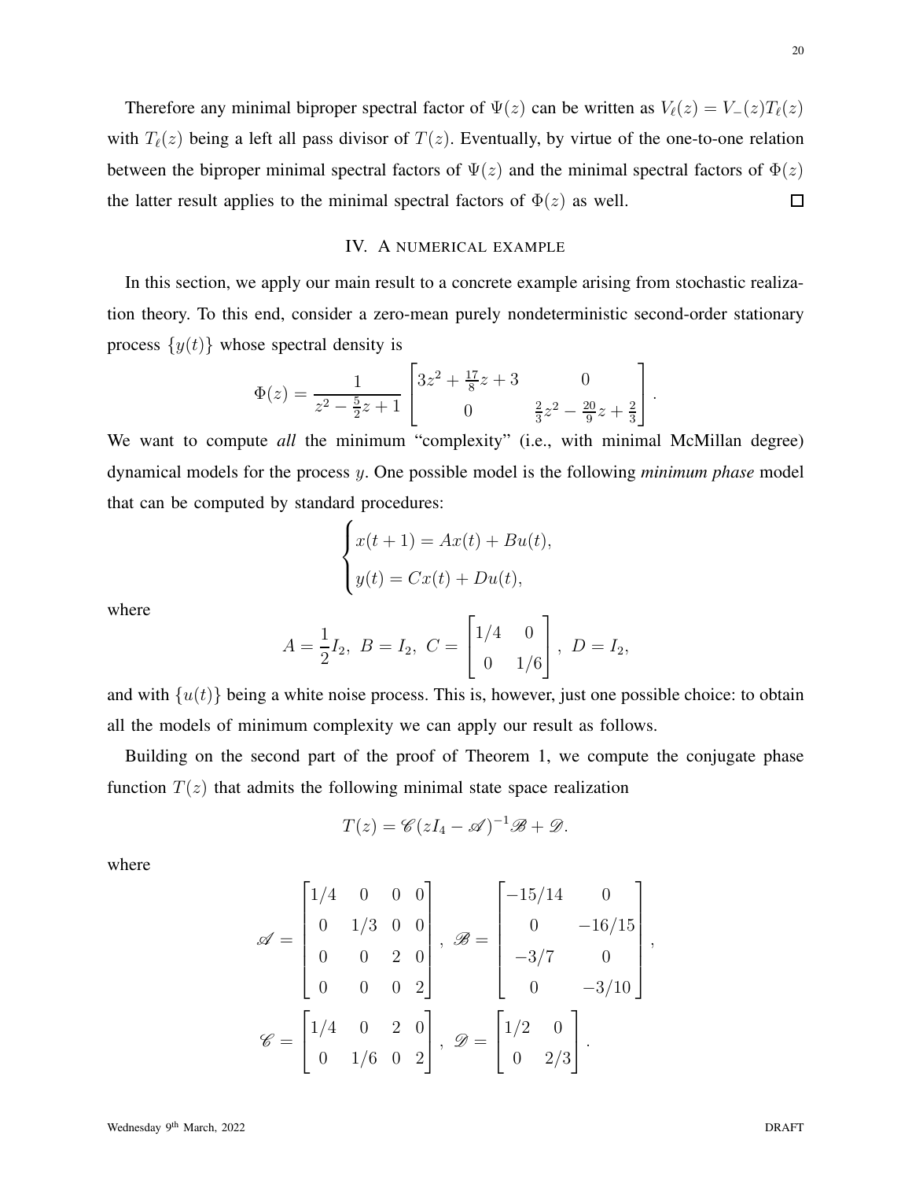Therefore any minimal biproper spectral factor of $\Psi(z)$ can be written as $V_\ell(z) = V_-(z)T_\ell(z)$ with $T_\ell(z)$ being a left all pass divisor of $T(z)$. Eventually, by virtue of the one-to-one relation between the biproper minimal spectral factors of $\Psi(z)$ and the minimal spectral factors of $\Phi(z)$ the latter result applies to the minimal spectral factors of $\Phi(z)$ as well. $\square$

## IV. A numerical example

In this section, we apply our main result to a concrete example arising from stochastic realization theory. To this end, consider a zero-mean purely nondeterministic second-order stationary process $\{y(t)\}$ whose spectral density is

$$\Phi(z) = \frac{1}{z^2 - \frac{5}{2}z + 1} \begin{bmatrix} 3z^2 + \frac{17}{8}z + 3 & 0 \\ 0 & \frac{2}{3}z^2 - \frac{20}{9}z + \frac{2}{3} \end{bmatrix}.$$

We want to compute *all* the minimum "complexity" (i.e., with minimal McMillan degree) dynamical models for the process $y$. One possible model is the following *minimum phase* model that can be computed by standard procedures:

$$\begin{cases} x(t+1) = Ax(t) + Bu(t), \\ y(t) = Cx(t) + Du(t), \end{cases}$$

where

$$A = \frac{1}{2}I_2, \; B = I_2, \; C = \begin{bmatrix} 1/4 & 0 \\ 0 & 1/6 \end{bmatrix}, \; D = I_2,$$

and with $\{u(t)\}$ being a white noise process. This is, however, just one possible choice: to obtain all the models of minimum complexity we can apply our result as follows.

Building on the second part of the proof of Theorem 1, we compute the conjugate phase function $T(z)$ that admits the following minimal state space realization

$$T(z) = \mathscr{C}(zI_4 - \mathscr{A})^{-1}\mathscr{B} + \mathscr{D}.$$

where

$$\mathscr{A} = \begin{bmatrix} 1/4 & 0 & 0 & 0 \\ 0 & 1/3 & 0 & 0 \\ 0 & 0 & 2 & 0 \\ 0 & 0 & 0 & 2 \end{bmatrix}, \; \mathscr{B} = \begin{bmatrix} -15/14 & 0 \\ 0 & -16/15 \\ -3/7 & 0 \\ 0 & -3/10 \end{bmatrix},$$

$$\mathscr{C} = \begin{bmatrix} 1/4 & 0 & 2 & 0 \\ 0 & 1/6 & 0 & 2 \end{bmatrix}, \; \mathscr{D} = \begin{bmatrix} 1/2 & 0 \\ 0 & 2/3 \end{bmatrix}.$$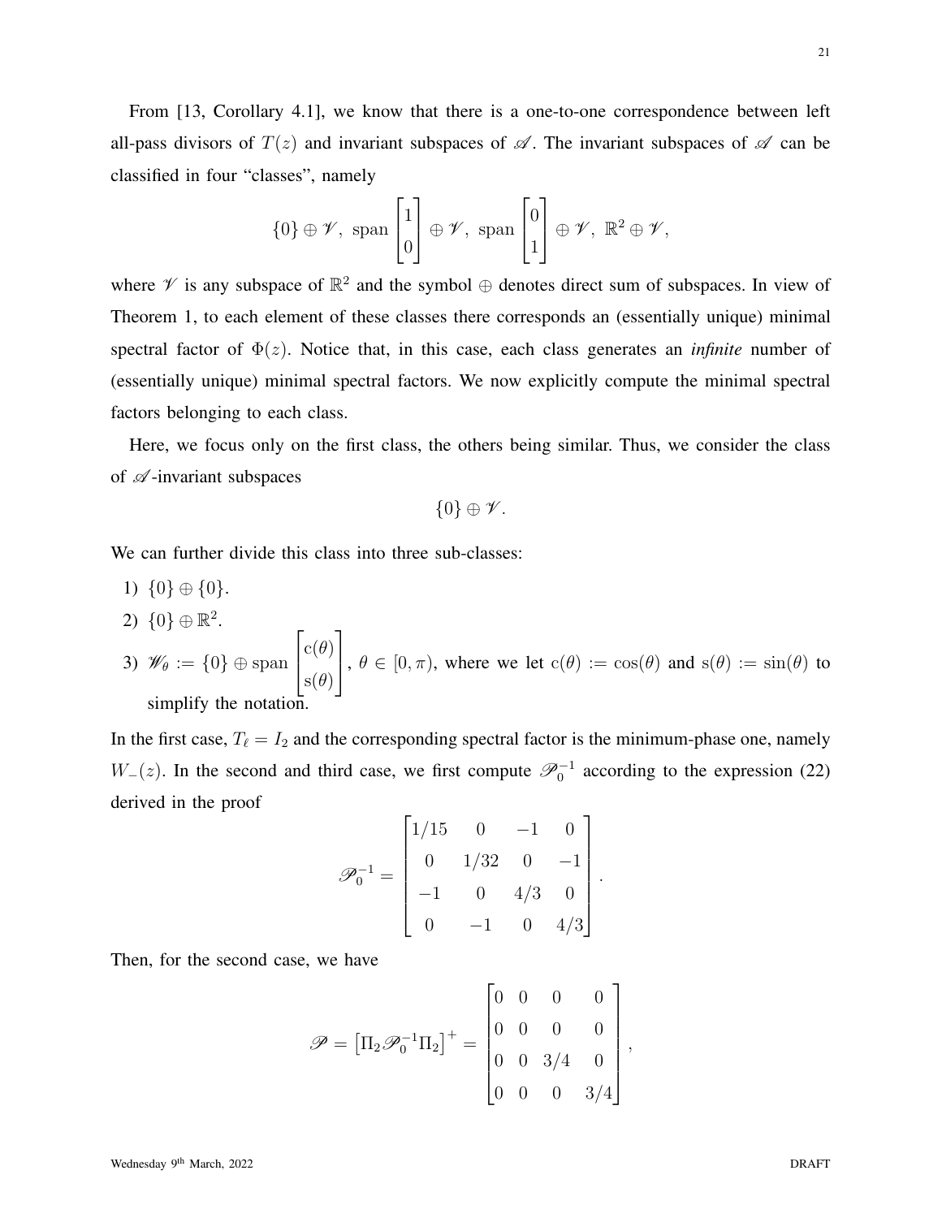From [13, Corollary 4.1], we know that there is a one-to-one correspondence between left all-pass divisors of $T(z)$ and invariant subspaces of $\mathscr{A}$. The invariant subspaces of $\mathscr{A}$ can be classified in four "classes", namely

$$\{0\} \oplus \mathscr{V}, \ \text{span} \begin{bmatrix} 1 \\ 0 \end{bmatrix} \oplus \mathscr{V}, \ \text{span} \begin{bmatrix} 0 \\ 1 \end{bmatrix} \oplus \mathscr{V}, \ \mathbb{R}^2 \oplus \mathscr{V},$$

where $\mathscr{V}$ is any subspace of $\mathbb{R}^2$ and the symbol $\oplus$ denotes direct sum of subspaces. In view of Theorem 1, to each element of these classes there corresponds an (essentially unique) minimal spectral factor of $\Phi(z)$. Notice that, in this case, each class generates an *infinite* number of (essentially unique) minimal spectral factors. We now explicitly compute the minimal spectral factors belonging to each class.

Here, we focus only on the first class, the others being similar. Thus, we consider the class of $\mathscr{A}$-invariant subspaces

$$\{0\} \oplus \mathscr{V}.$$

We can further divide this class into three sub-classes:

1) $\{0\} \oplus \{0\}$.
2) $\{0\} \oplus \mathbb{R}^2$.
3) $\mathscr{W}_\theta := \{0\} \oplus \text{span} \begin{bmatrix} \mathrm{c}(\theta) \\ \mathrm{s}(\theta) \end{bmatrix}$, $\theta \in [0, \pi)$, where we let $\mathrm{c}(\theta) := \cos(\theta)$ and $\mathrm{s}(\theta) := \sin(\theta)$ to simplify the notation.

In the first case, $T_\ell = I_2$ and the corresponding spectral factor is the minimum-phase one, namely $W_-(z)$. In the second and third case, we first compute $\mathscr{P}_0^{-1}$ according to the expression (22) derived in the proof

$$\mathscr{P}_0^{-1} = \begin{bmatrix} 1/15 & 0 & -1 & 0 \\ 0 & 1/32 & 0 & -1 \\ -1 & 0 & 4/3 & 0 \\ 0 & -1 & 0 & 4/3 \end{bmatrix}.$$

Then, for the second case, we have

$$\mathscr{P} = \left[\Pi_2 \mathscr{P}_0^{-1} \Pi_2\right]^+ = \begin{bmatrix} 0 & 0 & 0 & 0 \\ 0 & 0 & 0 & 0 \\ 0 & 0 & 3/4 & 0 \\ 0 & 0 & 0 & 3/4 \end{bmatrix},$$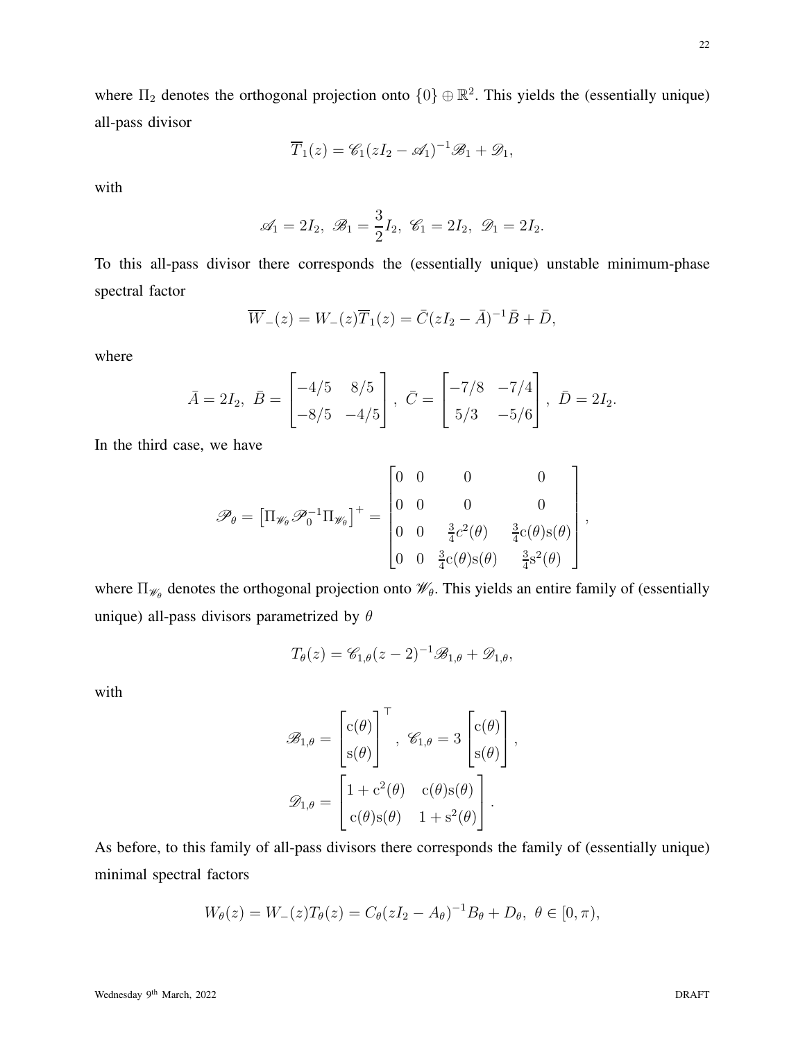where $\Pi_2$ denotes the orthogonal projection onto $\{0\} \oplus \mathbb{R}^2$. This yields the (essentially unique) all-pass divisor

$$\overline{T}_1(z) = \mathscr{C}_1(zI_2 - \mathscr{A}_1)^{-1}\mathscr{B}_1 + \mathscr{D}_1,$$

with

$$\mathscr{A}_1 = 2I_2,\ \mathscr{B}_1 = \frac{3}{2}I_2,\ \mathscr{C}_1 = 2I_2,\ \mathscr{D}_1 = 2I_2.$$

To this all-pass divisor there corresponds the (essentially unique) unstable minimum-phase spectral factor

$$\overline{W}_-(z) = W_-(z)\overline{T}_1(z) = \bar{C}(zI_2 - \bar{A})^{-1}\bar{B} + \bar{D},$$

where

$$\bar{A} = 2I_2,\ \bar{B} = \begin{bmatrix} -4/5 & 8/5 \\ -8/5 & -4/5 \end{bmatrix},\ \bar{C} = \begin{bmatrix} -7/8 & -7/4 \\ 5/3 & -5/6 \end{bmatrix},\ \bar{D} = 2I_2.$$

In the third case, we have

$$\mathscr{P}_\theta = \left[\Pi_{\mathscr{W}_\theta}\mathscr{P}_0^{-1}\Pi_{\mathscr{W}_\theta}\right]^+ = \begin{bmatrix} 0 & 0 & 0 & 0 \\ 0 & 0 & 0 & 0 \\ 0 & 0 & \frac{3}{4}c^2(\theta) & \frac{3}{4}\mathrm{c}(\theta)\mathrm{s}(\theta) \\ 0 & 0 & \frac{3}{4}\mathrm{c}(\theta)\mathrm{s}(\theta) & \frac{3}{4}\mathrm{s}^2(\theta) \end{bmatrix},$$

where $\Pi_{\mathscr{W}_\theta}$ denotes the orthogonal projection onto $\mathscr{W}_\theta$. This yields an entire family of (essentially unique) all-pass divisors parametrized by $\theta$

$$T_\theta(z) = \mathscr{C}_{1,\theta}(z-2)^{-1}\mathscr{B}_{1,\theta} + \mathscr{D}_{1,\theta},$$

with

$$\mathscr{B}_{1,\theta} = \begin{bmatrix} \mathrm{c}(\theta) \\ \mathrm{s}(\theta) \end{bmatrix}^\top,\ \mathscr{C}_{1,\theta} = 3\begin{bmatrix} \mathrm{c}(\theta) \\ \mathrm{s}(\theta) \end{bmatrix},$$

$$\mathscr{D}_{1,\theta} = \begin{bmatrix} 1 + \mathrm{c}^2(\theta) & \mathrm{c}(\theta)\mathrm{s}(\theta) \\ \mathrm{c}(\theta)\mathrm{s}(\theta) & 1 + \mathrm{s}^2(\theta) \end{bmatrix}.$$

As before, to this family of all-pass divisors there corresponds the family of (essentially unique) minimal spectral factors

$$W_\theta(z) = W_-(z)T_\theta(z) = C_\theta(zI_2 - A_\theta)^{-1}B_\theta + D_\theta,\ \theta \in [0, \pi),$$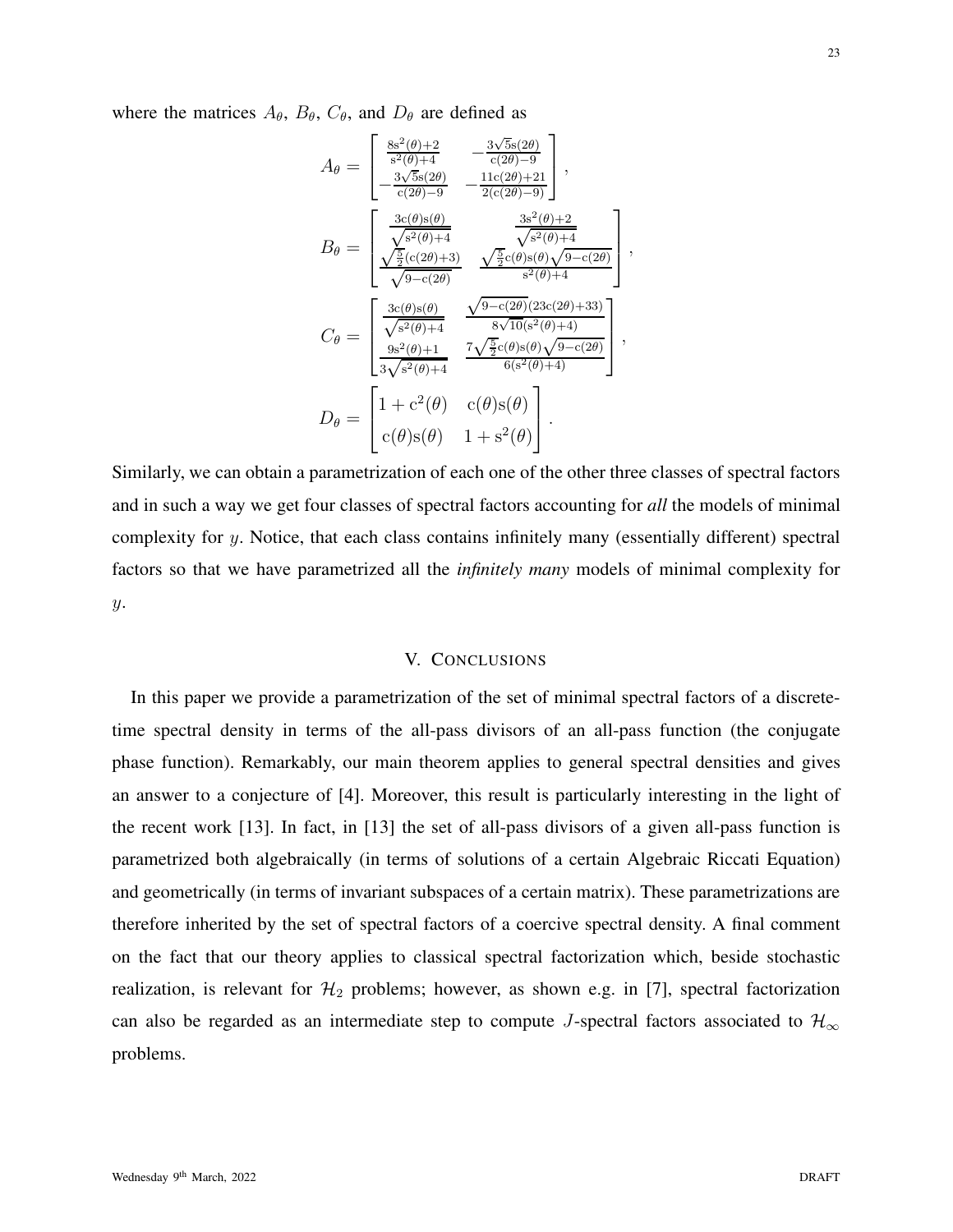where the matrices $A_\theta$, $B_\theta$, $C_\theta$, and $D_\theta$ are defined as

$$
A_\theta = \begin{bmatrix} \frac{8\mathrm{s}^2(\theta)+2}{\mathrm{s}^2(\theta)+4} & -\frac{3\sqrt{5}\mathrm{s}(2\theta)}{\mathrm{c}(2\theta)-9} \\ -\frac{3\sqrt{5}\mathrm{s}(2\theta)}{\mathrm{c}(2\theta)-9} & -\frac{11\mathrm{c}(2\theta)+21}{2(\mathrm{c}(2\theta)-9)} \end{bmatrix},
$$

$$
B_\theta = \begin{bmatrix} \frac{3\mathrm{c}(\theta)\mathrm{s}(\theta)}{\sqrt{\mathrm{s}^2(\theta)+4}} & \frac{3\mathrm{s}^2(\theta)+2}{\sqrt{\mathrm{s}^2(\theta)+4}} \\ \frac{\sqrt{\frac{5}{2}}(\mathrm{c}(2\theta)+3)}{\sqrt{9-\mathrm{c}(2\theta)}} & \frac{\sqrt{\frac{5}{2}}\mathrm{c}(\theta)\mathrm{s}(\theta)\sqrt{9-\mathrm{c}(2\theta)}}{\mathrm{s}^2(\theta)+4} \end{bmatrix},
$$

$$
C_\theta = \begin{bmatrix} \frac{3\mathrm{c}(\theta)\mathrm{s}(\theta)}{\sqrt{\mathrm{s}^2(\theta)+4}} & \frac{\sqrt{9-\mathrm{c}(2\theta)}(23\mathrm{c}(2\theta)+33)}{8\sqrt{10}(\mathrm{s}^2(\theta)+4)} \\ \frac{9\mathrm{s}^2(\theta)+1}{3\sqrt{\mathrm{s}^2(\theta)+4}} & \frac{7\sqrt{\frac{5}{2}}\mathrm{c}(\theta)\mathrm{s}(\theta)\sqrt{9-\mathrm{c}(2\theta)}}{6(\mathrm{s}^2(\theta)+4)} \end{bmatrix},
$$

$$
D_\theta = \begin{bmatrix} 1+\mathrm{c}^2(\theta) & \mathrm{c}(\theta)\mathrm{s}(\theta) \\ \mathrm{c}(\theta)\mathrm{s}(\theta) & 1+\mathrm{s}^2(\theta) \end{bmatrix}.
$$

Similarly, we can obtain a parametrization of each one of the other three classes of spectral factors and in such a way we get four classes of spectral factors accounting for *all* the models of minimal complexity for $y$. Notice, that each class contains infinitely many (essentially different) spectral factors so that we have parametrized all the *infinitely many* models of minimal complexity for $y$.

## V. Conclusions

In this paper we provide a parametrization of the set of minimal spectral factors of a discrete-time spectral density in terms of the all-pass divisors of an all-pass function (the conjugate phase function). Remarkably, our main theorem applies to general spectral densities and gives an answer to a conjecture of [4]. Moreover, this result is particularly interesting in the light of the recent work [13]. In fact, in [13] the set of all-pass divisors of a given all-pass function is parametrized both algebraically (in terms of solutions of a certain Algebraic Riccati Equation) and geometrically (in terms of invariant subspaces of a certain matrix). These parametrizations are therefore inherited by the set of spectral factors of a coercive spectral density. A final comment on the fact that our theory applies to classical spectral factorization which, beside stochastic realization, is relevant for $\mathcal{H}_2$ problems; however, as shown e.g. in [7], spectral factorization can also be regarded as an intermediate step to compute $J$-spectral factors associated to $\mathcal{H}_\infty$ problems.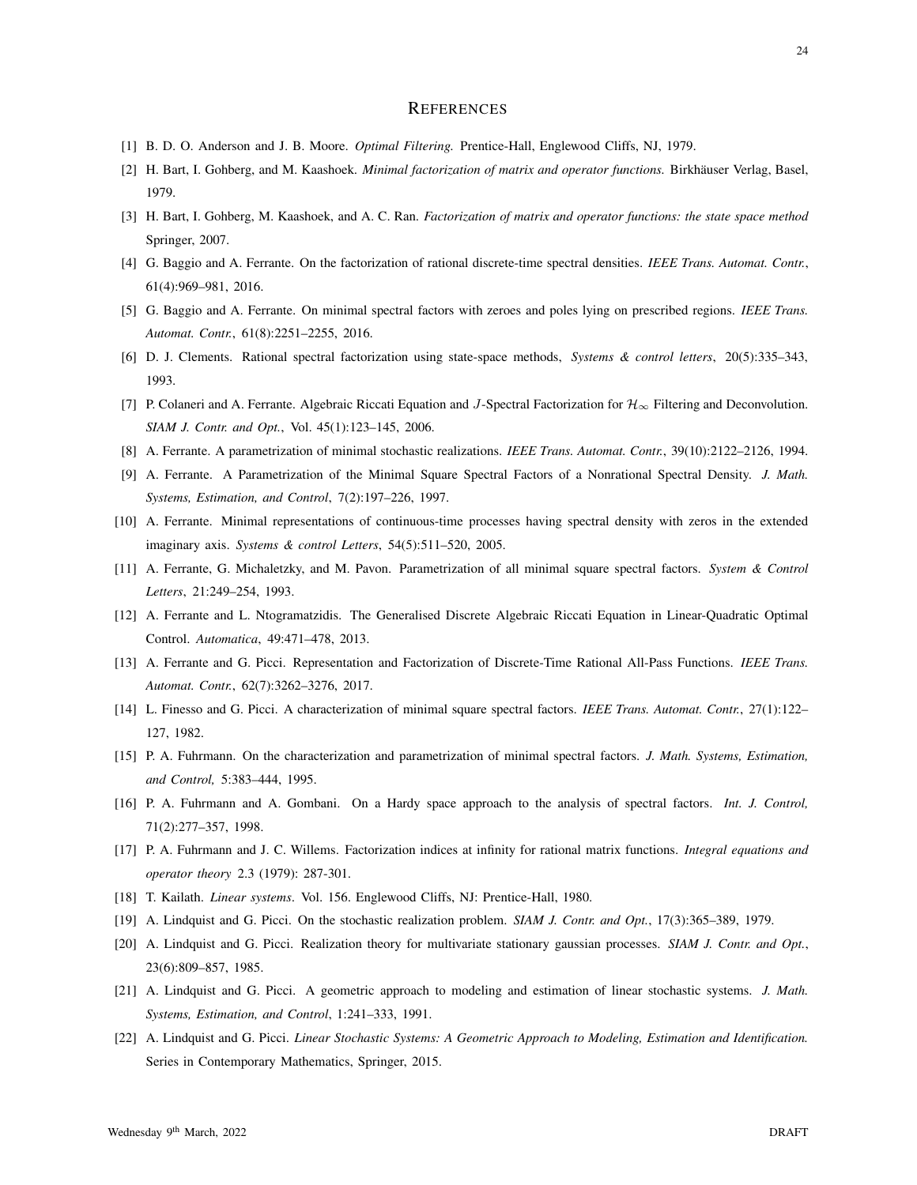# References

[1] B. D. O. Anderson and J. B. Moore. *Optimal Filtering.* Prentice-Hall, Englewood Cliffs, NJ, 1979.

[2] H. Bart, I. Gohberg, and M. Kaashoek. *Minimal factorization of matrix and operator functions.* Birkhäuser Verlag, Basel, 1979.

[3] H. Bart, I. Gohberg, M. Kaashoek, and A. C. Ran. *Factorization of matrix and operator functions: the state space method* Springer, 2007.

[4] G. Baggio and A. Ferrante. On the factorization of rational discrete-time spectral densities. *IEEE Trans. Automat. Contr.*, 61(4):969–981, 2016.

[5] G. Baggio and A. Ferrante. On minimal spectral factors with zeroes and poles lying on prescribed regions. *IEEE Trans. Automat. Contr.*, 61(8):2251–2255, 2016.

[6] D. J. Clements. Rational spectral factorization using state-space methods, *Systems & control letters*, 20(5):335–343, 1993.

[7] P. Colaneri and A. Ferrante. Algebraic Riccati Equation and $J$-Spectral Factorization for $\mathcal{H}_\infty$ Filtering and Deconvolution. *SIAM J. Contr. and Opt.*, Vol. 45(1):123–145, 2006.

[8] A. Ferrante. A parametrization of minimal stochastic realizations. *IEEE Trans. Automat. Contr.*, 39(10):2122–2126, 1994.

[9] A. Ferrante. A Parametrization of the Minimal Square Spectral Factors of a Nonrational Spectral Density. *J. Math. Systems, Estimation, and Control*, 7(2):197–226, 1997.

[10] A. Ferrante. Minimal representations of continuous-time processes having spectral density with zeros in the extended imaginary axis. *Systems & control Letters*, 54(5):511–520, 2005.

[11] A. Ferrante, G. Michaletzky, and M. Pavon. Parametrization of all minimal square spectral factors. *System & Control Letters*, 21:249–254, 1993.

[12] A. Ferrante and L. Ntogramatzidis. The Generalised Discrete Algebraic Riccati Equation in Linear-Quadratic Optimal Control. *Automatica*, 49:471–478, 2013.

[13] A. Ferrante and G. Picci. Representation and Factorization of Discrete-Time Rational All-Pass Functions. *IEEE Trans. Automat. Contr.*, 62(7):3262–3276, 2017.

[14] L. Finesso and G. Picci. A characterization of minimal square spectral factors. *IEEE Trans. Automat. Contr.*, 27(1):122–127, 1982.

[15] P. A. Fuhrmann. On the characterization and parametrization of minimal spectral factors. *J. Math. Systems, Estimation, and Control,* 5:383–444, 1995.

[16] P. A. Fuhrmann and A. Gombani. On a Hardy space approach to the analysis of spectral factors. *Int. J. Control,* 71(2):277–357, 1998.

[17] P. A. Fuhrmann and J. C. Willems. Factorization indices at infinity for rational matrix functions. *Integral equations and operator theory* 2.3 (1979): 287-301.

[18] T. Kailath. *Linear systems*. Vol. 156. Englewood Cliffs, NJ: Prentice-Hall, 1980.

[19] A. Lindquist and G. Picci. On the stochastic realization problem. *SIAM J. Contr. and Opt.*, 17(3):365–389, 1979.

[20] A. Lindquist and G. Picci. Realization theory for multivariate stationary gaussian processes. *SIAM J. Contr. and Opt.*, 23(6):809–857, 1985.

[21] A. Lindquist and G. Picci. A geometric approach to modeling and estimation of linear stochastic systems. *J. Math. Systems, Estimation, and Control*, 1:241–333, 1991.

[22] A. Lindquist and G. Picci. *Linear Stochastic Systems: A Geometric Approach to Modeling, Estimation and Identification.* Series in Contemporary Mathematics, Springer, 2015.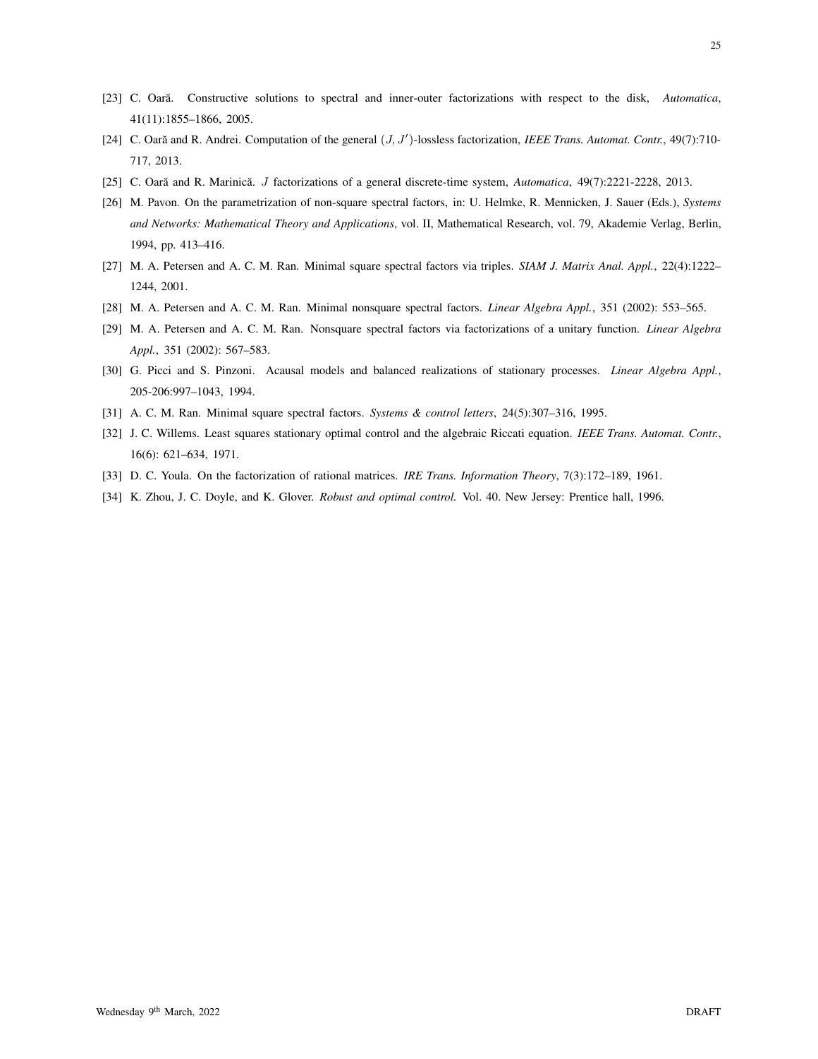[23] C. Oară. Constructive solutions to spectral and inner-outer factorizations with respect to the disk, *Automatica*, 41(11):1855–1866, 2005.

[24] C. Oară and R. Andrei. Computation of the general $(J, J')$-lossless factorization, *IEEE Trans. Automat. Contr.*, 49(7):710-717, 2013.

[25] C. Oară and R. Marinică. $J$ factorizations of a general discrete-time system, *Automatica*, 49(7):2221-2228, 2013.

[26] M. Pavon. On the parametrization of non-square spectral factors, in: U. Helmke, R. Mennicken, J. Sauer (Eds.), *Systems and Networks: Mathematical Theory and Applications*, vol. II, Mathematical Research, vol. 79, Akademie Verlag, Berlin, 1994, pp. 413–416.

[27] M. A. Petersen and A. C. M. Ran. Minimal square spectral factors via triples. *SIAM J. Matrix Anal. Appl.*, 22(4):1222–1244, 2001.

[28] M. A. Petersen and A. C. M. Ran. Minimal nonsquare spectral factors. *Linear Algebra Appl.*, 351 (2002): 553–565.

[29] M. A. Petersen and A. C. M. Ran. Nonsquare spectral factors via factorizations of a unitary function. *Linear Algebra Appl.*, 351 (2002): 567–583.

[30] G. Picci and S. Pinzoni. Acausal models and balanced realizations of stationary processes. *Linear Algebra Appl.*, 205-206:997–1043, 1994.

[31] A. C. M. Ran. Minimal square spectral factors. *Systems & control letters*, 24(5):307–316, 1995.

[32] J. C. Willems. Least squares stationary optimal control and the algebraic Riccati equation. *IEEE Trans. Automat. Contr.*, 16(6): 621–634, 1971.

[33] D. C. Youla. On the factorization of rational matrices. *IRE Trans. Information Theory*, 7(3):172–189, 1961.

[34] K. Zhou, J. C. Doyle, and K. Glover. *Robust and optimal control.* Vol. 40. New Jersey: Prentice hall, 1996.